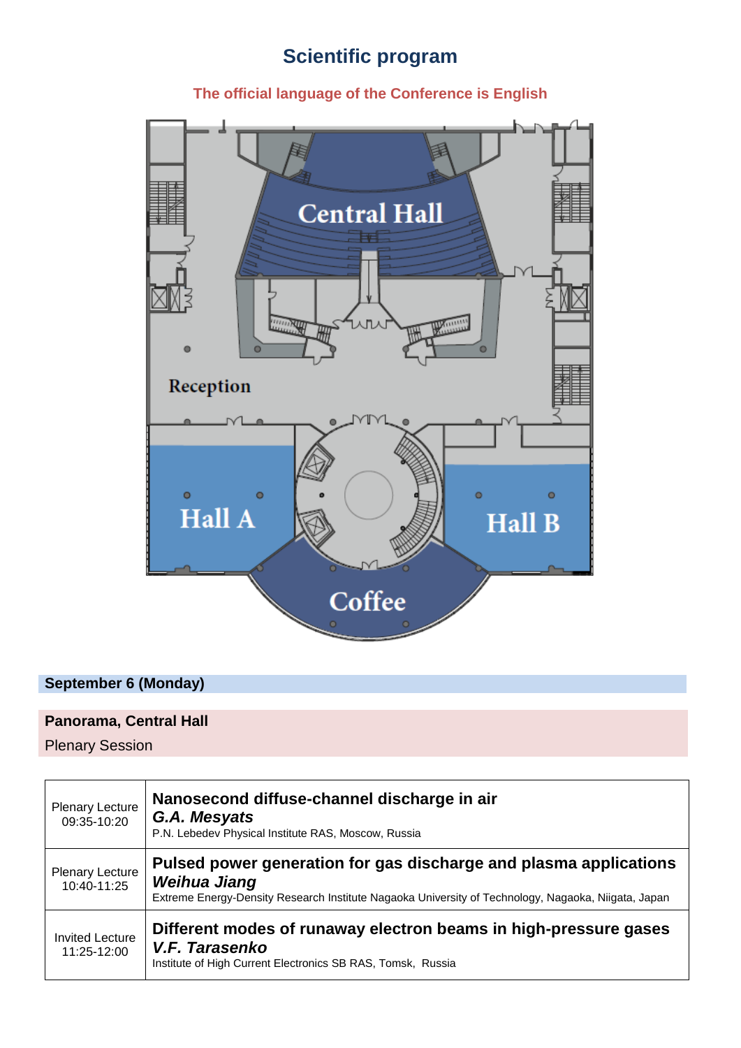# Scientific program

**The official language of the Conference is English**

Central Hall

Reception

Hall A

Hall B

Coffee

## September 6 (Monday)

### Panorama, Central Hall

Plenary Session

| | |
|---|---|
| Plenary Lecture 09:35-10:20 | **Nanosecond diffuse-channel discharge in air** <br> ***G.A. Mesyats*** <br> P.N. Lebedev Physical Institute RAS, Moscow, Russia |
| Plenary Lecture 10:40-11:25 | **Pulsed power generation for gas discharge and plasma applications** <br> ***Weihua Jiang*** <br> Extreme Energy-Density Research Institute Nagaoka University of Technology, Nagaoka, Niigata, Japan |
| Invited Lecture 11:25-12:00 | **Different modes of runaway electron beams in high-pressure gases** <br> ***V.F. Tarasenko*** <br> Institute of High Current Electronics SB RAS, Tomsk, Russia |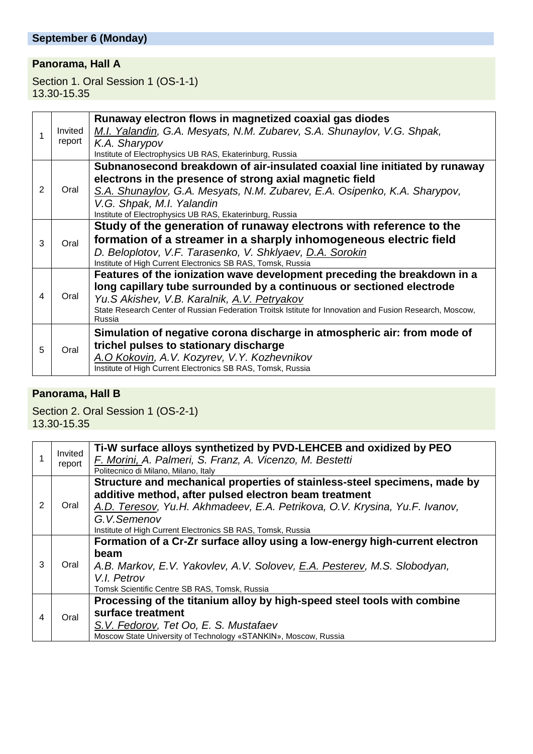## September 6 (Monday)

### Panorama, Hall A

Section 1. Oral Session 1 (OS-1-1)
13.30-15.35

| | | |
|---|---|---|
| 1 | Invited report | **Runaway electron flows in magnetized coaxial gas diodes**<br>*M.I. Yalandin, G.A. Mesyats, N.M. Zubarev, S.A. Shunaylov, V.G. Shpak, K.A. Sharypov*<br>Institute of Electrophysics UB RAS, Ekaterinburg, Russia |
| 2 | Oral | **Subnanosecond breakdown of air-insulated coaxial line initiated by runaway electrons in the presence of strong axial magnetic field**<br>*S.A. Shunaylov, G.A. Mesyats, N.M. Zubarev, E.A. Osipenko, K.A. Sharypov, V.G. Shpak, M.I. Yalandin*<br>Institute of Electrophysics UB RAS, Ekaterinburg, Russia |
| 3 | Oral | **Study of the generation of runaway electrons with reference to the formation of a streamer in a sharply inhomogeneous electric field**<br>*D. Beloplotov, V.F. Tarasenko, V. Shklyaev, D.A. Sorokin*<br>Institute of High Current Electronics SB RAS, Tomsk, Russia |
| 4 | Oral | **Features of the ionization wave development preceding the breakdown in a long capillary tube surrounded by a continuous or sectioned electrode**<br>*Yu.S Akishev, V.B. Karalnik, A.V. Petryakov*<br>State Research Center of Russian Federation Troitsk Istitute for Innovation and Fusion Research, Moscow, Russia |
| 5 | Oral | **Simulation of negative corona discharge in atmospheric air: from mode of trichel pulses to stationary discharge**<br>*A.O Kokovin, A.V. Kozyrev, V.Y. Kozhevnikov*<br>Institute of High Current Electronics SB RAS, Tomsk, Russia |

### Panorama, Hall B

Section 2. Oral Session 1 (OS-2-1)
13.30-15.35

| | | |
|---|---|---|
| 1 | Invited report | **Ti-W surface alloys synthetized by PVD-LEHCEB and oxidized by PEO**<br>*F. Morini, A. Palmeri, S. Franz, A. Vicenzo, M. Bestetti*<br>Politecnico di Milano, Milano, Italy |
| 2 | Oral | **Structure and mechanical properties of stainless-steel specimens, made by additive method, after pulsed electron beam treatment**<br>*A.D. Teresov, Yu.H. Akhmadeev, E.A. Petrikova, O.V. Krysina, Yu.F. Ivanov, G.V.Semenov*<br>Institute of High Current Electronics SB RAS, Tomsk, Russia |
| 3 | Oral | **Formation of a Cr-Zr surface alloy using a low-energy high-current electron beam**<br>*A.B. Markov, E.V. Yakovlev, A.V. Solovev, E.A. Pesterev, M.S. Slobodyan, V.I. Petrov*<br>Tomsk Scientific Centre SB RAS, Tomsk, Russia |
| 4 | Oral | **Processing of the titanium alloy by high-speed steel tools with combine surface treatment**<br>*S.V. Fedorov, Tet Oo, E. S. Mustafaev*<br>Moscow State University of Technology «STANKIN», Moscow, Russia |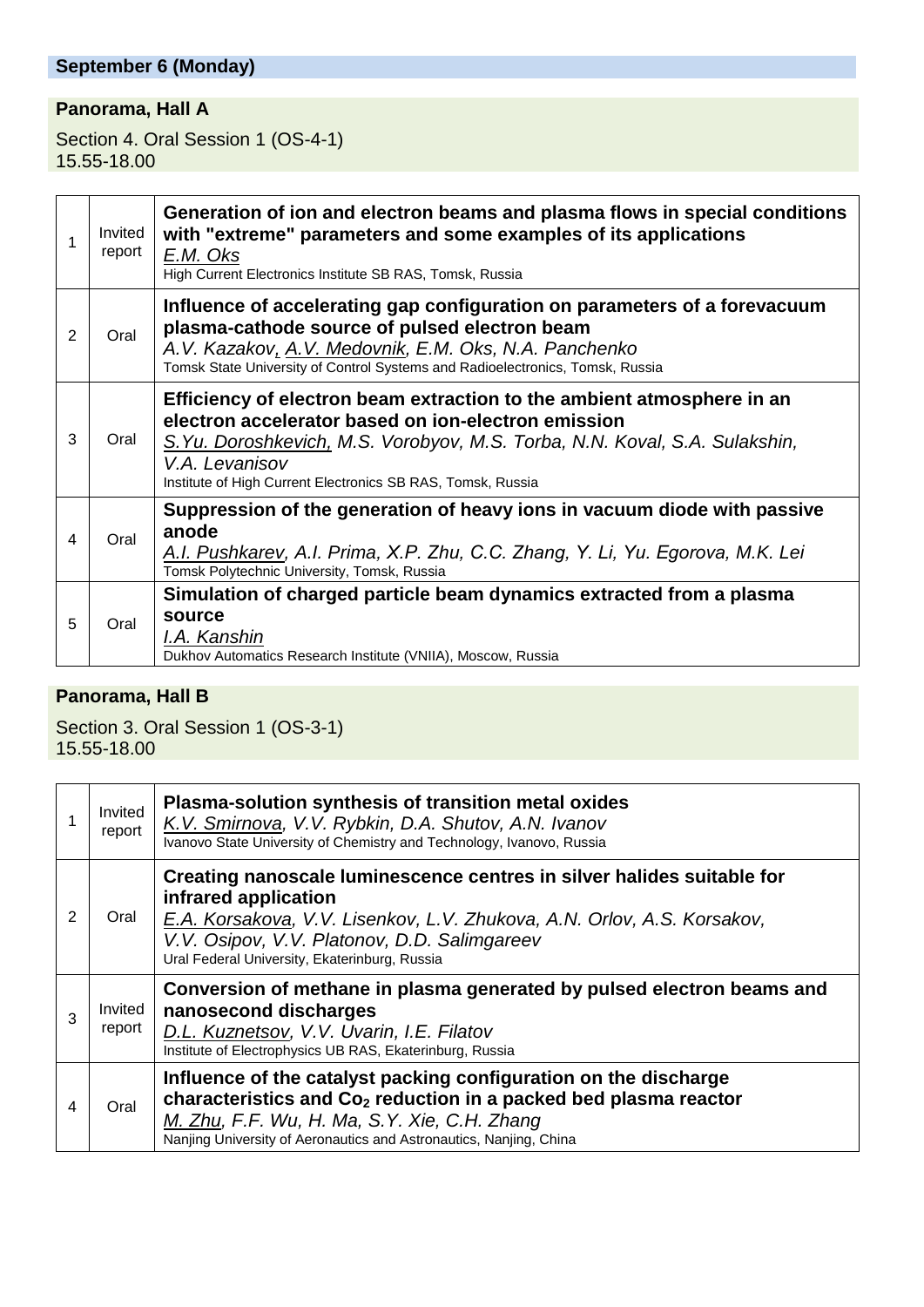## September 6 (Monday)

### Panorama, Hall A

Section 4. Oral Session 1 (OS-4-1)
15.55-18.00

| | | |
|---|---|---|
| 1 | Invited report | **Generation of ion and electron beams and plasma flows in special conditions with "extreme" parameters and some examples of its applications**<br>*E.M. Oks*<br>High Current Electronics Institute SB RAS, Tomsk, Russia |
| 2 | Oral | **Influence of accelerating gap configuration on parameters of a forevacuum plasma-cathode source of pulsed electron beam**<br>*A.V. Kazakov, A.V. Medovnik, E.M. Oks, N.A. Panchenko*<br>Tomsk State University of Control Systems and Radioelectronics, Tomsk, Russia |
| 3 | Oral | **Efficiency of electron beam extraction to the ambient atmosphere in an electron accelerator based on ion-electron emission**<br>*S.Yu. Doroshkevich, M.S. Vorobyov, M.S. Torba, N.N. Koval, S.A. Sulakshin, V.A. Levanisov*<br>Institute of High Current Electronics SB RAS, Tomsk, Russia |
| 4 | Oral | **Suppression of the generation of heavy ions in vacuum diode with passive anode**<br>*A.I. Pushkarev, A.I. Prima, X.P. Zhu, C.C. Zhang, Y. Li, Yu. Egorova, M.K. Lei*<br>Tomsk Polytechnic University, Tomsk, Russia |
| 5 | Oral | **Simulation of charged particle beam dynamics extracted from a plasma source**<br>*I.A. Kanshin*<br>Dukhov Automatics Research Institute (VNIIA), Moscow, Russia |

### Panorama, Hall B

Section 3. Oral Session 1 (OS-3-1)
15.55-18.00

| | | |
|---|---|---|
| 1 | Invited report | **Plasma-solution synthesis of transition metal oxides**<br>*K.V. Smirnova, V.V. Rybkin, D.A. Shutov, A.N. Ivanov*<br>Ivanovo State University of Chemistry and Technology, Ivanovo, Russia |
| 2 | Oral | **Creating nanoscale luminescence centres in silver halides suitable for infrared application**<br>*E.A. Korsakova, V.V. Lisenkov, L.V. Zhukova, A.N. Orlov, A.S. Korsakov, V.V. Osipov, V.V. Platonov, D.D. Salimgareev*<br>Ural Federal University, Ekaterinburg, Russia |
| 3 | Invited report | **Conversion of methane in plasma generated by pulsed electron beams and nanosecond discharges**<br>*D.L. Kuznetsov, V.V. Uvarin, I.E. Filatov*<br>Institute of Electrophysics UB RAS, Ekaterinburg, Russia |
| 4 | Oral | **Influence of the catalyst packing configuration on the discharge characteristics and $Co_2$ reduction in a packed bed plasma reactor**<br>*M. Zhu, F.F. Wu, H. Ma, S.Y. Xie, C.H. Zhang*<br>Nanjing University of Aeronautics and Astronautics, Nanjing, China |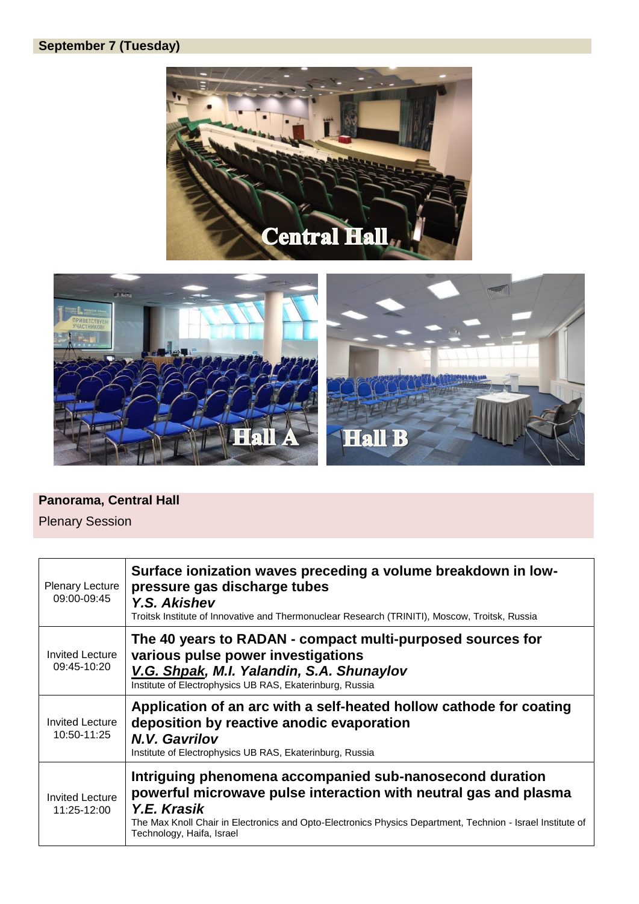**September 7 (Tuesday)**

**Panorama, Central Hall**

Plenary Session

| | |
|---|---|
| Plenary Lecture 09:00-09:45 | **Surface ionization waves preceding a volume breakdown in low-pressure gas discharge tubes** <br> ***Y.S. Akishev*** <br> Troitsk Institute of Innovative and Thermonuclear Research (TRINITI), Moscow, Troitsk, Russia |
| Invited Lecture 09:45-10:20 | **The 40 years to RADAN - compact multi-purposed sources for various pulse power investigations** <br> ***<u>V.G. Shpak</u>, M.I. Yalandin, S.A. Shunaylov*** <br> Institute of Electrophysics UB RAS, Ekaterinburg, Russia |
| Invited Lecture 10:50-11:25 | **Application of an arc with a self-heated hollow cathode for coating deposition by reactive anodic evaporation** <br> ***N.V. Gavrilov*** <br> Institute of Electrophysics UB RAS, Ekaterinburg, Russia |
| Invited Lecture 11:25-12:00 | **Intriguing phenomena accompanied sub-nanosecond duration powerful microwave pulse interaction with neutral gas and plasma** <br> ***Y.E. Krasik*** <br> The Max Knoll Chair in Electronics and Opto-Electronics Physics Department, Technion - Israel Institute of Technology, Haifa, Israel |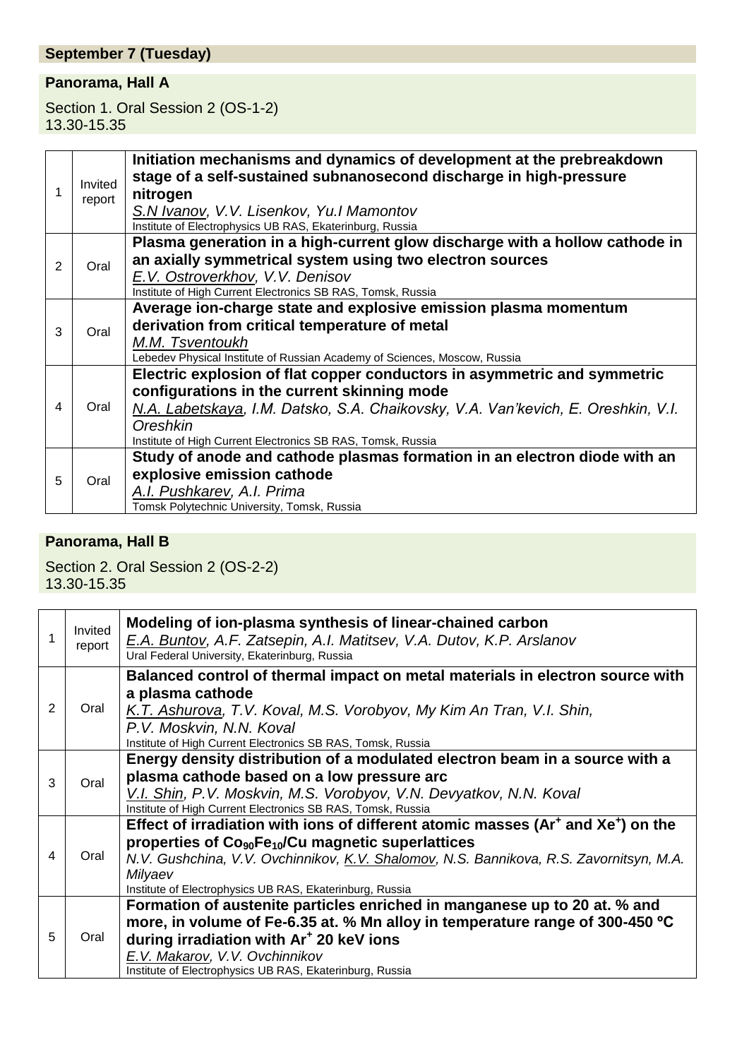## September 7 (Tuesday)

### Panorama, Hall A

Section 1. Oral Session 2 (OS-1-2)
13.30-15.35

| | | |
|---|---|---|
| 1 | Invited report | **Initiation mechanisms and dynamics of development at the prebreakdown stage of a self-sustained subnanosecond discharge in high-pressure nitrogen**<br>*S.N Ivanov, V.V. Lisenkov, Yu.I Mamontov*<br>Institute of Electrophysics UB RAS, Ekaterinburg, Russia |
| 2 | Oral | **Plasma generation in a high-current glow discharge with a hollow cathode in an axially symmetrical system using two electron sources**<br>*E.V. Ostroverkhov, V.V. Denisov*<br>Institute of High Current Electronics SB RAS, Tomsk, Russia |
| 3 | Oral | **Average ion-charge state and explosive emission plasma momentum derivation from critical temperature of metal**<br>*M.M. Tsventoukh*<br>Lebedev Physical Institute of Russian Academy of Sciences, Moscow, Russia |
| 4 | Oral | **Electric explosion of flat copper conductors in asymmetric and symmetric configurations in the current skinning mode**<br>*N.A. Labetskaya, I.M. Datsko, S.A. Chaikovsky, V.A. Van'kevich, E. Oreshkin, V.I. Oreshkin*<br>Institute of High Current Electronics SB RAS, Tomsk, Russia |
| 5 | Oral | **Study of anode and cathode plasmas formation in an electron diode with an explosive emission cathode**<br>*A.I. Pushkarev, A.I. Prima*<br>Tomsk Polytechnic University, Tomsk, Russia |

### Panorama, Hall B

Section 2. Oral Session 2 (OS-2-2)
13.30-15.35

| | | |
|---|---|---|
| 1 | Invited report | **Modeling of ion-plasma synthesis of linear-chained carbon**<br>*E.A. Buntov, A.F. Zatsepin, A.I. Matitsev, V.A. Dutov, K.P. Arslanov*<br>Ural Federal University, Ekaterinburg, Russia |
| 2 | Oral | **Balanced control of thermal impact on metal materials in electron source with a plasma cathode**<br>*K.T. Ashurova, T.V. Koval, M.S. Vorobyov, My Kim An Tran, V.I. Shin, P.V. Moskvin, N.N. Koval*<br>Institute of High Current Electronics SB RAS, Tomsk, Russia |
| 3 | Oral | **Energy density distribution of a modulated electron beam in a source with a plasma cathode based on a low pressure arc**<br>*V.I. Shin, P.V. Moskvin, M.S. Vorobyov, V.N. Devyatkov, N.N. Koval*<br>Institute of High Current Electronics SB RAS, Tomsk, Russia |
| 4 | Oral | **Effect of irradiation with ions of different atomic masses ($Ar^+$ and $Xe^+$) on the properties of $Co_{90}Fe_{10}$/Cu magnetic superlattices**<br>*N.V. Gushchina, V.V. Ovchinnikov, K.V. Shalomov, N.S. Bannikova, R.S. Zavornitsyn, M.A. Milyaev*<br>Institute of Electrophysics UB RAS, Ekaterinburg, Russia |
| 5 | Oral | **Formation of austenite particles enriched in manganese up to 20 at. % and more, in volume of Fe-6.35 at. % Mn alloy in temperature range of 300-450 ºC during irradiation with $Ar^+$ 20 keV ions**<br>*E.V. Makarov, V.V. Ovchinnikov*<br>Institute of Electrophysics UB RAS, Ekaterinburg, Russia |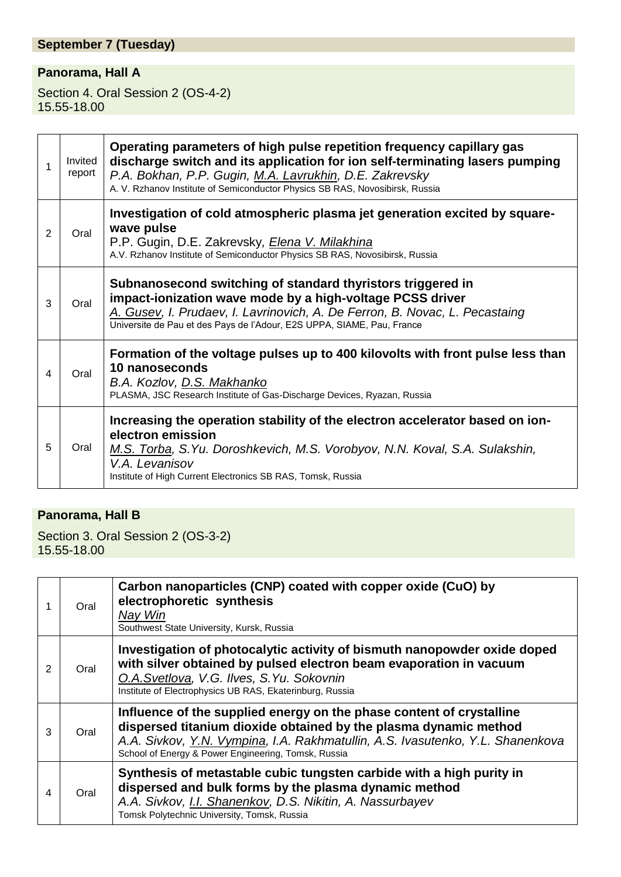## September 7 (Tuesday)

### Panorama, Hall A

Section 4. Oral Session 2 (OS-4-2)
15.55-18.00

| | | |
|---|---|---|
| 1 | Invited report | **Operating parameters of high pulse repetition frequency capillary gas discharge switch and its application for ion self-terminating lasers pumping**<br>*P.A. Bokhan, P.P. Gugin, M.A. Lavrukhin, D.E. Zakrevsky*<br>A. V. Rzhanov Institute of Semiconductor Physics SB RAS, Novosibirsk, Russia |
| 2 | Oral | **Investigation of cold atmospheric plasma jet generation excited by square-wave pulse**<br>P.P. Gugin, D.E. Zakrevsky, *Elena V. Milakhina*<br>A.V. Rzhanov Institute of Semiconductor Physics SB RAS, Novosibirsk, Russia |
| 3 | Oral | **Subnanosecond switching of standard thyristors triggered in impact-ionization wave mode by a high-voltage PCSS driver**<br>*A. Gusev, I. Prudaev, I. Lavrinovich, A. De Ferron, B. Novac, L. Pecastaing*<br>Universite de Pau et des Pays de l'Adour, E2S UPPA, SIAME, Pau, France |
| 4 | Oral | **Formation of the voltage pulses up to 400 kilovolts with front pulse less than 10 nanoseconds**<br>*B.A. Kozlov, D.S. Makhanko*<br>PLASMA, JSC Research Institute of Gas-Discharge Devices, Ryazan, Russia |
| 5 | Oral | **Increasing the operation stability of the electron accelerator based on ion-electron emission**<br>*M.S. Torba, S.Yu. Doroshkevich, M.S. Vorobyov, N.N. Koval, S.A. Sulakshin, V.A. Levanisov*<br>Institute of High Current Electronics SB RAS, Tomsk, Russia |

### Panorama, Hall B

Section 3. Oral Session 2 (OS-3-2)
15.55-18.00

| | | |
|---|---|---|
| 1 | Oral | **Carbon nanoparticles (CNP) coated with copper oxide (CuO) by electrophoretic synthesis**<br>*Nay Win*<br>Southwest State University, Kursk, Russia |
| 2 | Oral | **Investigation of photocalytic activity of bismuth nanopowder oxide doped with silver obtained by pulsed electron beam evaporation in vacuum**<br>*O.A.Svetlova, V.G. Ilves, S.Yu. Sokovnin*<br>Institute of Electrophysics UB RAS, Ekaterinburg, Russia |
| 3 | Oral | **Influence of the supplied energy on the phase content of crystalline dispersed titanium dioxide obtained by the plasma dynamic method**<br>*A.A. Sivkov, Y.N. Vympina, I.A. Rakhmatullin, A.S. Ivasutenko, Y.L. Shanenkova*<br>School of Energy & Power Engineering, Tomsk, Russia |
| 4 | Oral | **Synthesis of metastable cubic tungsten carbide with a high purity in dispersed and bulk forms by the plasma dynamic method**<br>*A.A. Sivkov, I.I. Shanenkov, D.S. Nikitin, A. Nassurbayev*<br>Tomsk Polytechnic University, Tomsk, Russia |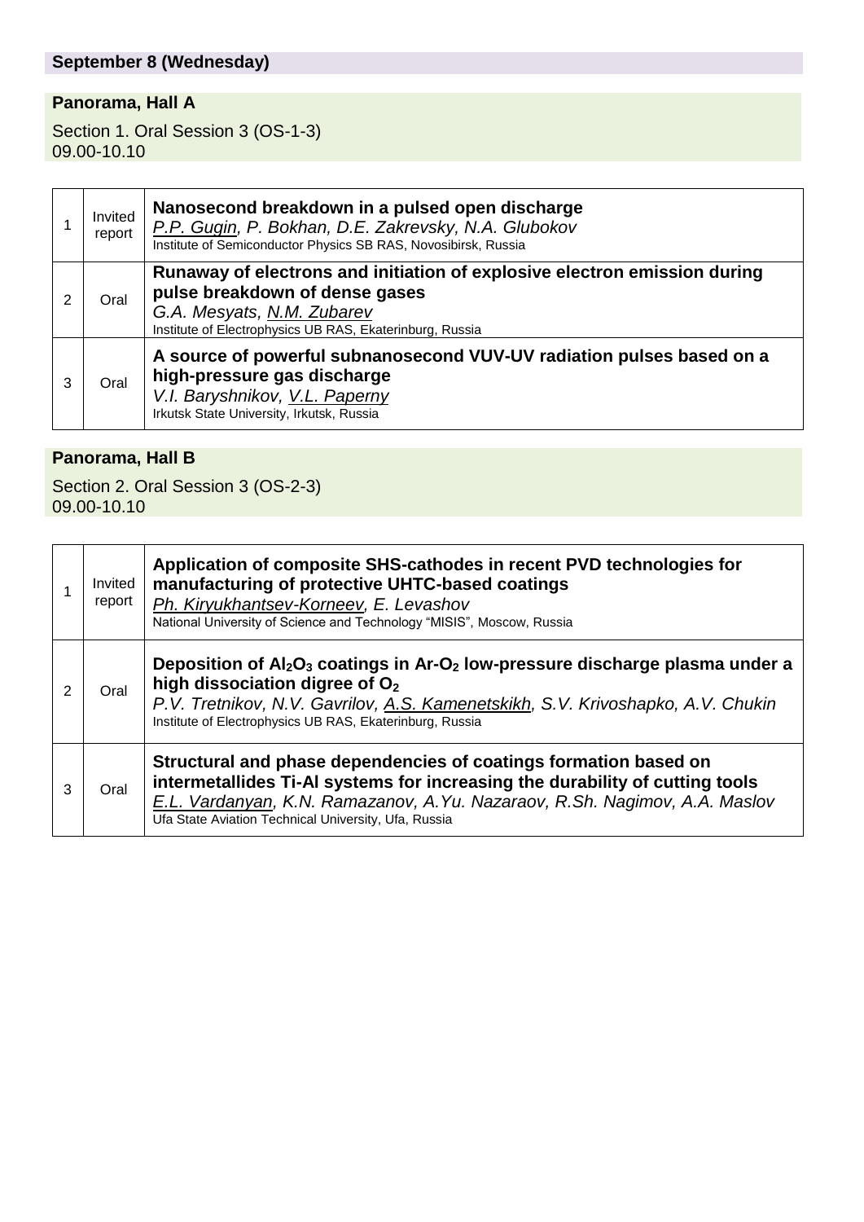## September 8 (Wednesday)

### Panorama, Hall A

Section 1. Oral Session 3 (OS-1-3)
09.00-10.10

| | | |
|---|---|---|
| 1 | Invited report | **Nanosecond breakdown in a pulsed open discharge**<br>*P.P. Gugin, P. Bokhan, D.E. Zakrevsky, N.A. Glubokov*<br>Institute of Semiconductor Physics SB RAS, Novosibirsk, Russia |
| 2 | Oral | **Runaway of electrons and initiation of explosive electron emission during pulse breakdown of dense gases**<br>*G.A. Mesyats, N.M. Zubarev*<br>Institute of Electrophysics UB RAS, Ekaterinburg, Russia |
| 3 | Oral | **A source of powerful subnanosecond VUV-UV radiation pulses based on a high-pressure gas discharge**<br>*V.I. Baryshnikov, V.L. Paperny*<br>Irkutsk State University, Irkutsk, Russia |

### Panorama, Hall B

Section 2. Oral Session 3 (OS-2-3)
09.00-10.10

| | | |
|---|---|---|
| 1 | Invited report | **Application of composite SHS-cathodes in recent PVD technologies for manufacturing of protective UHTC-based coatings**<br>*Ph. Kiryukhantsev-Korneev, E. Levashov*<br>National University of Science and Technology "MISIS", Moscow, Russia |
| 2 | Oral | **Deposition of $Al_2O_3$ coatings in Ar-$O_2$ low-pressure discharge plasma under a high dissociation digree of $O_2$**<br>*P.V. Tretnikov, N.V. Gavrilov, A.S. Kamenetskikh, S.V. Krivoshapko, A.V. Chukin*<br>Institute of Electrophysics UB RAS, Ekaterinburg, Russia |
| 3 | Oral | **Structural and phase dependencies of coatings formation based on intermetallides Ti-Al systems for increasing the durability of cutting tools**<br>*E.L. Vardanyan, K.N. Ramazanov, A.Yu. Nazaraov, R.Sh. Nagimov, A.A. Maslov*<br>Ufa State Aviation Technical University, Ufa, Russia |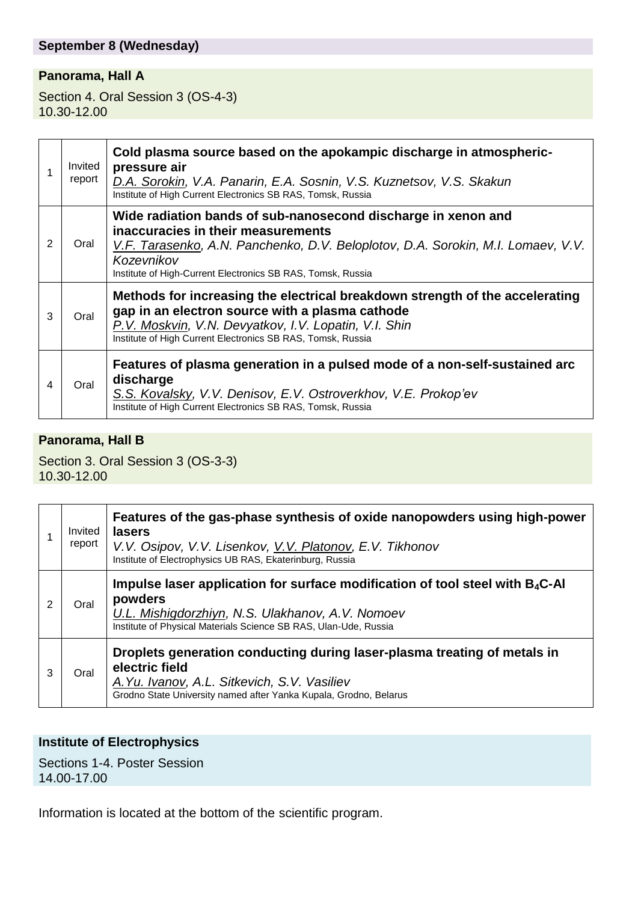## September 8 (Wednesday)

### Panorama, Hall A

Section 4. Oral Session 3 (OS-4-3)
10.30-12.00

| | | |
|---|---|---|
| 1 | Invited report | **Cold plasma source based on the apokampic discharge in atmospheric-pressure air**<br>*D.A. Sorokin, V.A. Panarin, E.A. Sosnin, V.S. Kuznetsov, V.S. Skakun*<br>Institute of High Current Electronics SB RAS, Tomsk, Russia |
| 2 | Oral | **Wide radiation bands of sub-nanosecond discharge in xenon and inaccuracies in their measurements**<br>*V.F. Tarasenko, A.N. Panchenko, D.V. Beloplotov, D.A. Sorokin, M.I. Lomaev, V.V. Kozevnikov*<br>Institute of High-Current Electronics SB RAS, Tomsk, Russia |
| 3 | Oral | **Methods for increasing the electrical breakdown strength of the accelerating gap in an electron source with a plasma cathode**<br>*P.V. Moskvin, V.N. Devyatkov, I.V. Lopatin, V.I. Shin*<br>Institute of High Current Electronics SB RAS, Tomsk, Russia |
| 4 | Oral | **Features of plasma generation in a pulsed mode of a non-self-sustained arc discharge**<br>*S.S. Kovalsky, V.V. Denisov, E.V. Ostroverkhov, V.E. Prokop'ev*<br>Institute of High Current Electronics SB RAS, Tomsk, Russia |

### Panorama, Hall B

Section 3. Oral Session 3 (OS-3-3)
10.30-12.00

| | | |
|---|---|---|
| 1 | Invited report | **Features of the gas-phase synthesis of oxide nanopowders using high-power lasers**<br>*V.V. Osipov, V.V. Lisenkov, V.V. Platonov, E.V. Tikhonov*<br>Institute of Electrophysics UB RAS, Ekaterinburg, Russia |
| 2 | Oral | **Impulse laser application for surface modification of tool steel with $B_4C$-Al powders**<br>*U.L. Mishigdorzhiyn, N.S. Ulakhanov, A.V. Nomoev*<br>Institute of Physical Materials Science SB RAS, Ulan-Ude, Russia |
| 3 | Oral | **Droplets generation conducting during laser-plasma treating of metals in electric field**<br>*A.Yu. Ivanov, A.L. Sitkevich, S.V. Vasiliev*<br>Grodno State University named after Yanka Kupala, Grodno, Belarus |

### Institute of Electrophysics

Sections 1-4. Poster Session
14.00-17.00

Information is located at the bottom of the scientific program.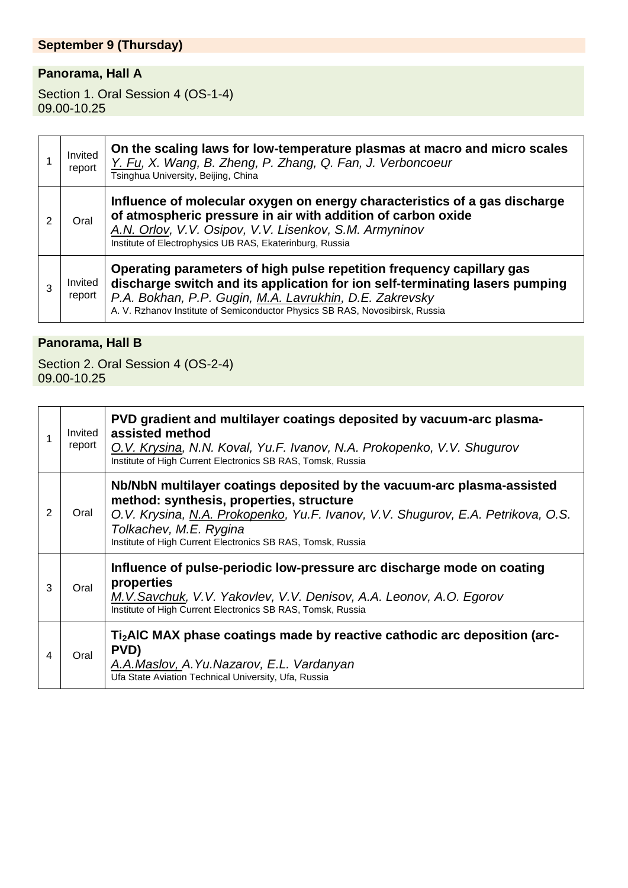## September 9 (Thursday)

### Panorama, Hall A

Section 1. Oral Session 4 (OS-1-4)
09.00-10.25

| | | |
|---|---|---|
| 1 | Invited report | **On the scaling laws for low-temperature plasmas at macro and micro scales**<br>*Y. Fu, X. Wang, B. Zheng, P. Zhang, Q. Fan, J. Verboncoeur*<br>Tsinghua University, Beijing, China |
| 2 | Oral | **Influence of molecular oxygen on energy characteristics of a gas discharge of atmospheric pressure in air with addition of carbon oxide**<br>*A.N. Orlov, V.V. Osipov, V.V. Lisenkov, S.M. Armyninov*<br>Institute of Electrophysics UB RAS, Ekaterinburg, Russia |
| 3 | Invited report | **Operating parameters of high pulse repetition frequency capillary gas discharge switch and its application for ion self-terminating lasers pumping**<br>*P.A. Bokhan, P.P. Gugin, M.A. Lavrukhin, D.E. Zakrevsky*<br>A. V. Rzhanov Institute of Semiconductor Physics SB RAS, Novosibirsk, Russia |

### Panorama, Hall B

Section 2. Oral Session 4 (OS-2-4)
09.00-10.25

| | | |
|---|---|---|
| 1 | Invited report | **PVD gradient and multilayer coatings deposited by vacuum-arc plasma-assisted method**<br>*O.V. Krysina, N.N. Koval, Yu.F. Ivanov, N.A. Prokopenko, V.V. Shugurov*<br>Institute of High Current Electronics SB RAS, Tomsk, Russia |
| 2 | Oral | **Nb/NbN multilayer coatings deposited by the vacuum-arc plasma-assisted method: synthesis, properties, structure**<br>*O.V. Krysina, N.A. Prokopenko, Yu.F. Ivanov, V.V. Shugurov, E.A. Petrikova, O.S. Tolkachev, M.E. Rygina*<br>Institute of High Current Electronics SB RAS, Tomsk, Russia |
| 3 | Oral | **Influence of pulse-periodic low-pressure arc discharge mode on coating properties**<br>*M.V.Savchuk, V.V. Yakovlev, V.V. Denisov, A.A. Leonov, A.O. Egorov*<br>Institute of High Current Electronics SB RAS, Tomsk, Russia |
| 4 | Oral | **$Ti_2AlC$ MAX phase coatings made by reactive cathodic arc deposition (arc-PVD)**<br>*A.A.Maslov, A.Yu.Nazarov, E.L. Vardanyan*<br>Ufa State Aviation Technical University, Ufa, Russia |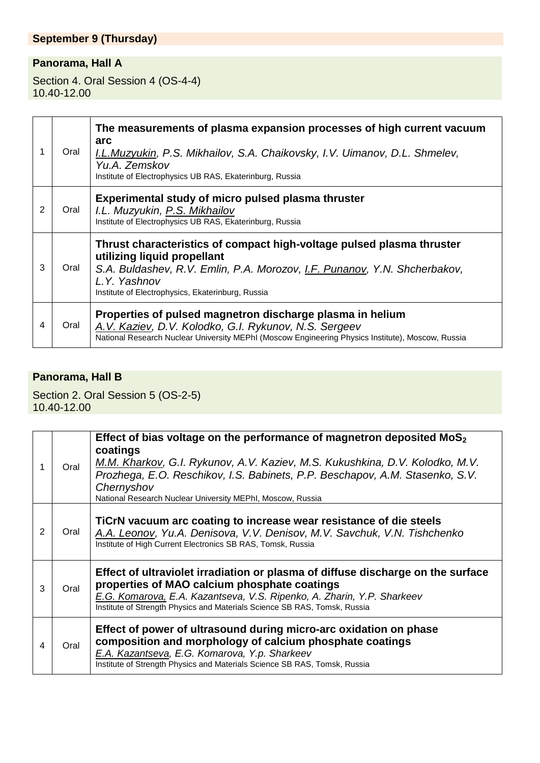## September 9 (Thursday)

### Panorama, Hall A

Section 4. Oral Session 4 (OS-4-4)
10.40-12.00

| | | |
|---|---|---|
| 1 | Oral | **The measurements of plasma expansion processes of high current vacuum arc**<br>*I.L.Muzyukin, P.S. Mikhailov, S.A. Chaikovsky, I.V. Uimanov, D.L. Shmelev, Yu.A. Zemskov*<br>Institute of Electrophysics UB RAS, Ekaterinburg, Russia |
| 2 | Oral | **Experimental study of micro pulsed plasma thruster**<br>*I.L. Muzyukin, P.S. Mikhailov*<br>Institute of Electrophysics UB RAS, Ekaterinburg, Russia |
| 3 | Oral | **Thrust characteristics of compact high-voltage pulsed plasma thruster utilizing liquid propellant**<br>*S.A. Buldashev, R.V. Emlin, P.A. Morozov, I.F. Punanov, Y.N. Shcherbakov, L.Y. Yashnov*<br>Institute of Electrophysics, Ekaterinburg, Russia |
| 4 | Oral | **Properties of pulsed magnetron discharge plasma in helium**<br>*A.V. Kaziev, D.V. Kolodko, G.I. Rykunov, N.S. Sergeev*<br>National Research Nuclear University MEPhI (Moscow Engineering Physics Institute), Moscow, Russia |

### Panorama, Hall B

Section 2. Oral Session 5 (OS-2-5)
10.40-12.00

| | | |
|---|---|---|
| 1 | Oral | **Effect of bias voltage on the performance of magnetron deposited $MoS_2$ coatings**<br>*M.M. Kharkov, G.I. Rykunov, A.V. Kaziev, M.S. Kukushkina, D.V. Kolodko, M.V. Prozhega, E.O. Reschikov, I.S. Babinets, P.P. Beschapov, A.M. Stasenko, S.V. Chernyshov*<br>National Research Nuclear University MEPhI, Moscow, Russia |
| 2 | Oral | **TiCrN vacuum arc coating to increase wear resistance of die steels**<br>*A.A. Leonov, Yu.A. Denisova, V.V. Denisov, M.V. Savchuk, V.N. Tishchenko*<br>Institute of High Current Electronics SB RAS, Tomsk, Russia |
| 3 | Oral | **Effect of ultraviolet irradiation or plasma of diffuse discharge on the surface properties of MAO calcium phosphate coatings**<br>*E.G. Komarova, E.A. Kazantseva, V.S. Ripenko, A. Zharin, Y.P. Sharkeev*<br>Institute of Strength Physics and Materials Science SB RAS, Tomsk, Russia |
| 4 | Oral | **Effect of power of ultrasound during micro-arc oxidation on phase composition and morphology of calcium phosphate coatings**<br>*E.A. Kazantseva, E.G. Komarova, Y.p. Sharkeev*<br>Institute of Strength Physics and Materials Science SB RAS, Tomsk, Russia |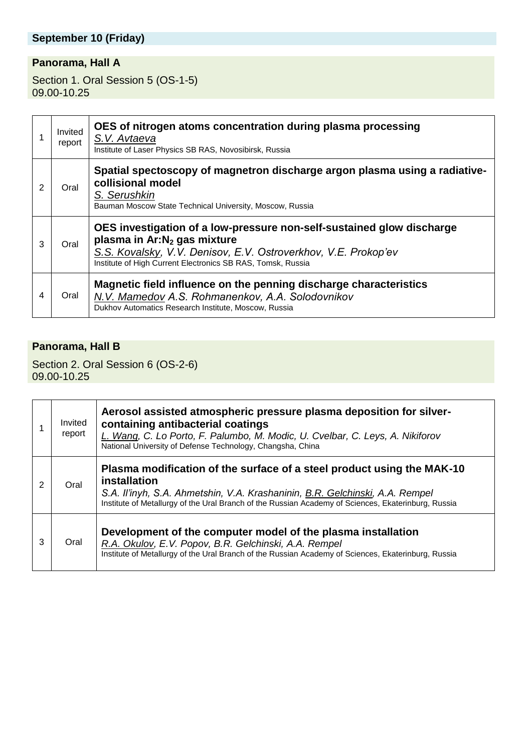## September 10 (Friday)

### Panorama, Hall A

Section 1. Oral Session 5 (OS-1-5)
09.00-10.25

| | | |
|---|---|---|
| 1 | Invited report | **OES of nitrogen atoms concentration during plasma processing**<br>*S.V. Avtaeva*<br>Institute of Laser Physics SB RAS, Novosibirsk, Russia |
| 2 | Oral | **Spatial spectoscopy of magnetron discharge argon plasma using a radiative-collisional model**<br>*S. Serushkin*<br>Bauman Moscow State Technical University, Moscow, Russia |
| 3 | Oral | **OES investigation of a low-pressure non-self-sustained glow discharge plasma in Ar:$N_2$ gas mixture**<br>*S.S. Kovalsky, V.V. Denisov, E.V. Ostroverkhov, V.E. Prokop'ev*<br>Institute of High Current Electronics SB RAS, Tomsk, Russia |
| 4 | Oral | **Magnetic field influence on the penning discharge characteristics**<br>*N.V. Mamedov A.S. Rohmanenkov, A.A. Solodovnikov*<br>Dukhov Automatics Research Institute, Moscow, Russia |

### Panorama, Hall B

Section 2. Oral Session 6 (OS-2-6)
09.00-10.25

| | | |
|---|---|---|
| 1 | Invited report | **Aerosol assisted atmospheric pressure plasma deposition for silver-containing antibacterial coatings**<br>*L. Wang, C. Lo Porto, F. Palumbo, M. Modic, U. Cvelbar, C. Leys, A. Nikiforov*<br>National University of Defense Technology, Changsha, China |
| 2 | Oral | **Plasma modification of the surface of a steel product using the MAK-10 installation**<br>*S.A. Il'inyh, S.A. Ahmetshin, V.A. Krashaninin, B.R. Gelchinski, A.A. Rempel*<br>Institute of Metallurgy of the Ural Branch of the Russian Academy of Sciences, Ekaterinburg, Russia |
| 3 | Oral | **Development of the computer model of the plasma installation**<br>*R.A. Okulov, E.V. Popov, B.R. Gelchinski, A.A. Rempel*<br>Institute of Metallurgy of the Ural Branch of the Russian Academy of Sciences, Ekaterinburg, Russia |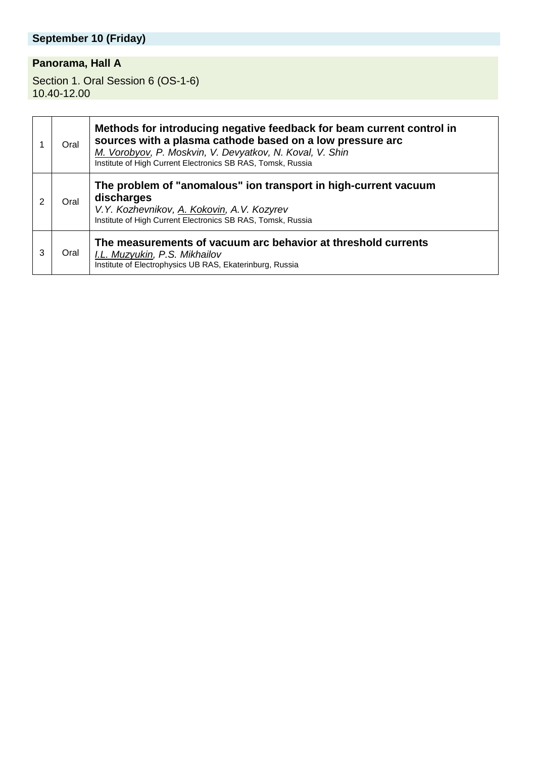## September 10 (Friday)

### Panorama, Hall A

Section 1. Oral Session 6 (OS-1-6)
10.40-12.00

| | | |
|---|---|---|
| 1 | Oral | **Methods for introducing negative feedback for beam current control in sources with a plasma cathode based on a low pressure arc**<br>*M. Vorobyov, P. Moskvin, V. Devyatkov, N. Koval, V. Shin*<br>Institute of High Current Electronics SB RAS, Tomsk, Russia |
| 2 | Oral | **The problem of "anomalous" ion transport in high-current vacuum discharges**<br>*V.Y. Kozhevnikov, A. Kokovin, A.V. Kozyrev*<br>Institute of High Current Electronics SB RAS, Tomsk, Russia |
| 3 | Oral | **The measurements of vacuum arc behavior at threshold currents**<br>*I.L. Muzyukin, P.S. Mikhailov*<br>Institute of Electrophysics UB RAS, Ekaterinburg, Russia |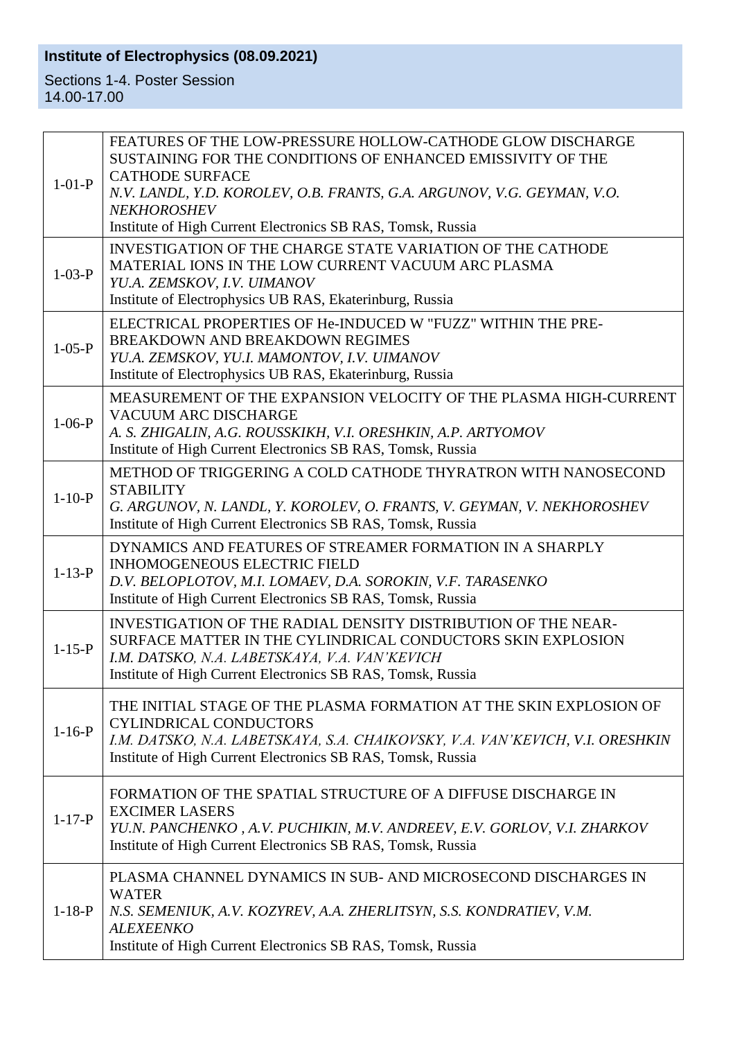**Institute of Electrophysics (08.09.2021)**

Sections 1-4. Poster Session
14.00-17.00

| | |
|---|---|
| 1-01-P | FEATURES OF THE LOW-PRESSURE HOLLOW-CATHODE GLOW DISCHARGE SUSTAINING FOR THE CONDITIONS OF ENHANCED EMISSIVITY OF THE CATHODE SURFACE<br>*N.V. LANDL, Y.D. KOROLEV, O.B. FRANTS, G.A. ARGUNOV, V.G. GEYMAN, V.O. NEKHOROSHEV*<br>Institute of High Current Electronics SB RAS, Tomsk, Russia |
| 1-03-P | INVESTIGATION OF THE CHARGE STATE VARIATION OF THE CATHODE MATERIAL IONS IN THE LOW CURRENT VACUUM ARC PLASMA<br>*YU.A. ZEMSKOV, I.V. UIMANOV*<br>Institute of Electrophysics UB RAS, Ekaterinburg, Russia |
| 1-05-P | ELECTRICAL PROPERTIES OF He-INDUCED W "FUZZ" WITHIN THE PRE-BREAKDOWN AND BREAKDOWN REGIMES<br>*YU.A. ZEMSKOV, YU.I. MAMONTOV, I.V. UIMANOV*<br>Institute of Electrophysics UB RAS, Ekaterinburg, Russia |
| 1-06-P | MEASUREMENT OF THE EXPANSION VELOCITY OF THE PLASMA HIGH-CURRENT VACUUM ARC DISCHARGE<br>*A. S. ZHIGALIN, A.G. ROUSSKIKH, V.I. ORESHKIN, A.P. ARTYOMOV*<br>Institute of High Current Electronics SB RAS, Tomsk, Russia |
| 1-10-P | METHOD OF TRIGGERING A COLD CATHODE THYRATRON WITH NANOSECOND STABILITY<br>*G. ARGUNOV, N. LANDL, Y. KOROLEV, O. FRANTS, V. GEYMAN, V. NEKHOROSHEV*<br>Institute of High Current Electronics SB RAS, Tomsk, Russia |
| 1-13-P | DYNAMICS AND FEATURES OF STREAMER FORMATION IN A SHARPLY INHOMOGENEOUS ELECTRIC FIELD<br>*D.V. BELOPLOTOV, M.I. LOMAEV, D.A. SOROKIN, V.F. TARASENKO*<br>Institute of High Current Electronics SB RAS, Tomsk, Russia |
| 1-15-P | INVESTIGATION OF THE RADIAL DENSITY DISTRIBUTION OF THE NEAR-SURFACE MATTER IN THE CYLINDRICAL CONDUCTORS SKIN EXPLOSION<br>*I.M. DATSKO, N.A. LABETSKAYA, V.A. VAN'KEVICH*<br>Institute of High Current Electronics SB RAS, Tomsk, Russia |
| 1-16-P | THE INITIAL STAGE OF THE PLASMA FORMATION AT THE SKIN EXPLOSION OF CYLINDRICAL CONDUCTORS<br>*I.M. DATSKO, N.A. LABETSKAYA, S.A. CHAIKOVSKY, V.A. VAN'KEVICH, V.I. ORESHKIN*<br>Institute of High Current Electronics SB RAS, Tomsk, Russia |
| 1-17-P | FORMATION OF THE SPATIAL STRUCTURE OF A DIFFUSE DISCHARGE IN EXCIMER LASERS<br>*YU.N. PANCHENKO , A.V. PUCHIKIN, M.V. ANDREEV, E.V. GORLOV, V.I. ZHARKOV*<br>Institute of High Current Electronics SB RAS, Tomsk, Russia |
| 1-18-P | PLASMA CHANNEL DYNAMICS IN SUB- AND MICROSECOND DISCHARGES IN WATER<br>*N.S. SEMENIUK, A.V. KOZYREV, A.A. ZHERLITSYN, S.S. KONDRATIEV, V.M. ALEXEENKO*<br>Institute of High Current Electronics SB RAS, Tomsk, Russia |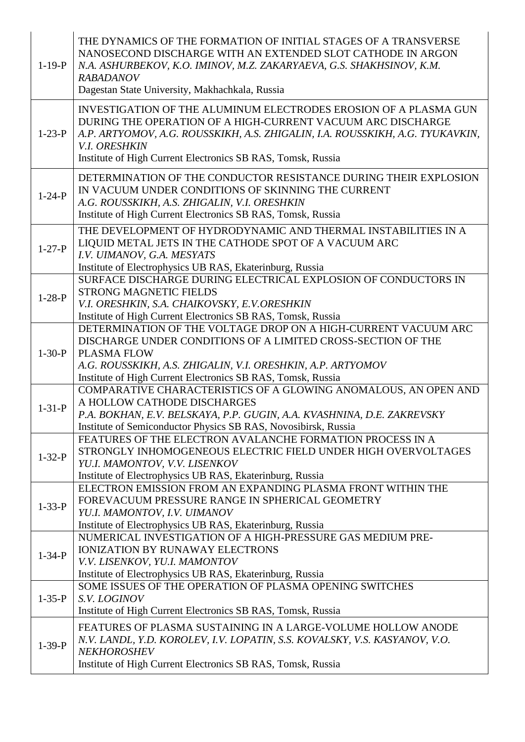| | |
|---|---|
| 1-19-P | THE DYNAMICS OF THE FORMATION OF INITIAL STAGES OF A TRANSVERSE NANOSECOND DISCHARGE WITH AN EXTENDED SLOT CATHODE IN ARGON<br>*N.A. ASHURBEKOV, K.O. IMINOV, M.Z. ZAKARYAEVA, G.S. SHAKHSINOV, K.M. RABADANOV*<br>Dagestan State University, Makhachkala, Russia |
| 1-23-P | INVESTIGATION OF THE ALUMINUM ELECTRODES EROSION OF A PLASMA GUN DURING THE OPERATION OF A HIGH-CURRENT VACUUM ARC DISCHARGE<br>*A.P. ARTYOMOV, A.G. ROUSSKIKH, A.S. ZHIGALIN, I.A. ROUSSKIKH, A.G. TYUKAVKIN, V.I. ORESHKIN*<br>Institute of High Current Electronics SB RAS, Tomsk, Russia |
| 1-24-P | DETERMINATION OF THE CONDUCTOR RESISTANCE DURING THEIR EXPLOSION IN VACUUM UNDER CONDITIONS OF SKINNING THE CURRENT<br>*A.G. ROUSSKIKH, A.S. ZHIGALIN, V.I. ORESHKIN*<br>Institute of High Current Electronics SB RAS, Tomsk, Russia |
| 1-27-P | THE DEVELOPMENT OF HYDRODYNAMIC AND THERMAL INSTABILITIES IN A LIQUID METAL JETS IN THE CATHODE SPOT OF A VACUUM ARC<br>*I.V. UIMANOV, G.A. MESYATS*<br>Institute of Electrophysics UB RAS, Ekaterinburg, Russia |
| 1-28-P | SURFACE DISCHARGE DURING ELECTRICAL EXPLOSION OF CONDUCTORS IN STRONG MAGNETIC FIELDS<br>*V.I. ORESHKIN, S.A. CHAIKOVSKY, E.V.ORESHKIN*<br>Institute of High Current Electronics SB RAS, Tomsk, Russia |
| 1-30-P | DETERMINATION OF THE VOLTAGE DROP ON A HIGH-CURRENT VACUUM ARC DISCHARGE UNDER CONDITIONS OF A LIMITED CROSS-SECTION OF THE PLASMA FLOW<br>*A.G. ROUSSKIKH, A.S. ZHIGALIN, V.I. ORESHKIN, A.P. ARTYOMOV*<br>Institute of High Current Electronics SB RAS, Tomsk, Russia |
| 1-31-P | COMPARATIVE CHARACTERISTICS OF A GLOWING ANOMALOUS, AN OPEN AND A HOLLOW CATHODE DISCHARGES<br>*P.A. BOKHAN, E.V. BELSKAYA, P.P. GUGIN, A.A. KVASHNINA, D.E. ZAKREVSKY*<br>Institute of Semiconductor Physics SB RAS, Novosibirsk, Russia |
| 1-32-P | FEATURES OF THE ELECTRON AVALANCHE FORMATION PROCESS IN A STRONGLY INHOMOGENEOUS ELECTRIC FIELD UNDER HIGH OVERVOLTAGES<br>*YU.I. MAMONTOV, V.V. LISENKOV*<br>Institute of Electrophysics UB RAS, Ekaterinburg, Russia |
| 1-33-P | ELECTRON EMISSION FROM AN EXPANDING PLASMA FRONT WITHIN THE FOREVACUUM PRESSURE RANGE IN SPHERICAL GEOMETRY<br>*YU.I. MAMONTOV, I.V. UIMANOV*<br>Institute of Electrophysics UB RAS, Ekaterinburg, Russia |
| 1-34-P | NUMERICAL INVESTIGATION OF A HIGH-PRESSURE GAS MEDIUM PRE-IONIZATION BY RUNAWAY ELECTRONS<br>*V.V. LISENKOV, YU.I. MAMONTOV*<br>Institute of Electrophysics UB RAS, Ekaterinburg, Russia |
| 1-35-P | SOME ISSUES OF THE OPERATION OF PLASMA OPENING SWITCHES<br>*S.V. LOGINOV*<br>Institute of High Current Electronics SB RAS, Tomsk, Russia |
| 1-39-P | FEATURES OF PLASMA SUSTAINING IN A LARGE-VOLUME HOLLOW ANODE<br>*N.V. LANDL, Y.D. KOROLEV, I.V. LOPATIN, S.S. KOVALSKY, V.S. KASYANOV, V.O. NEKHOROSHEV*<br>Institute of High Current Electronics SB RAS, Tomsk, Russia |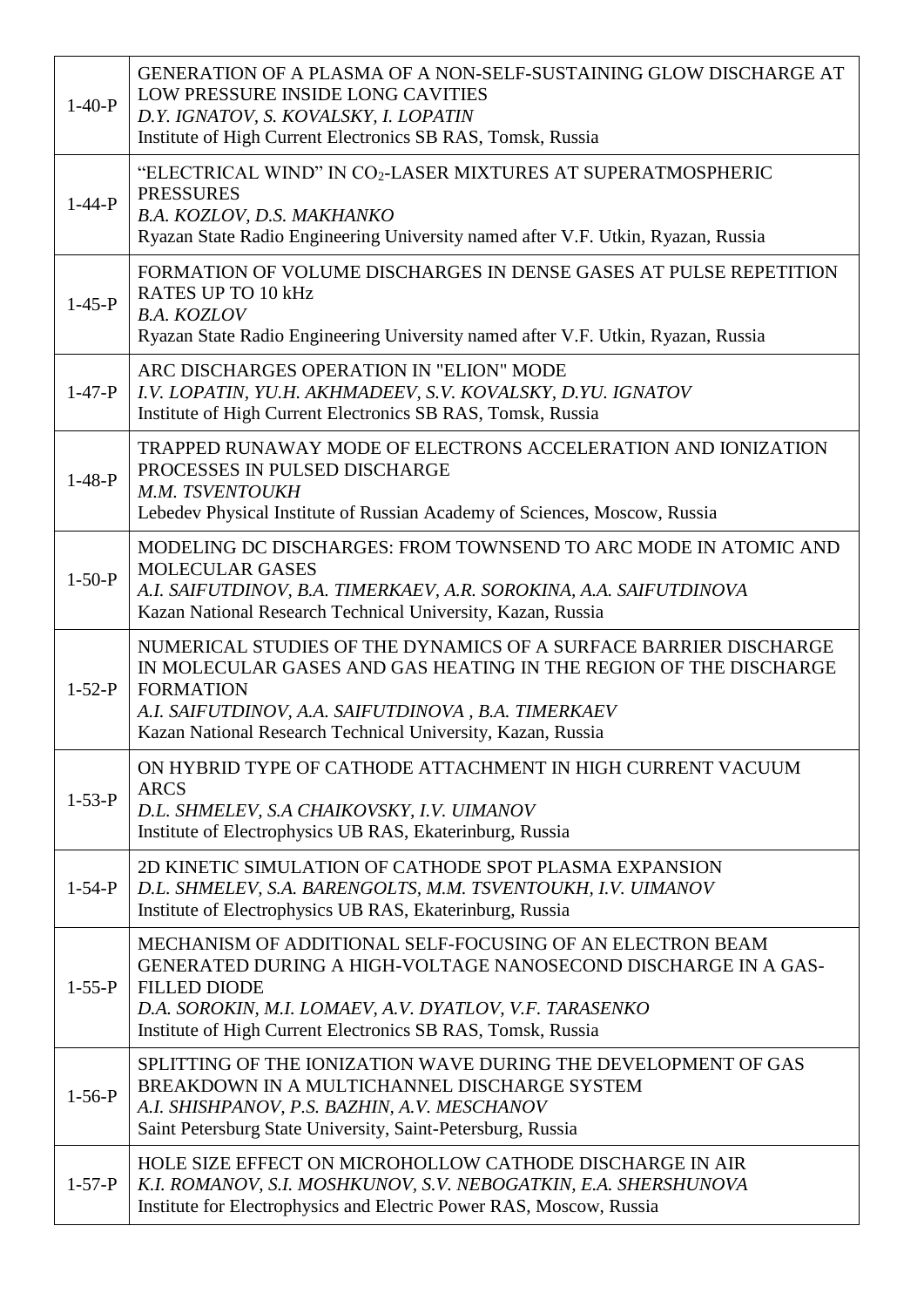| | |
|---|---|
| 1-40-P | GENERATION OF A PLASMA OF A NON-SELF-SUSTAINING GLOW DISCHARGE AT LOW PRESSURE INSIDE LONG CAVITIES<br>*D.Y. IGNATOV, S. KOVALSKY, I. LOPATIN*<br>Institute of High Current Electronics SB RAS, Tomsk, Russia |
| 1-44-P | “ELECTRICAL WIND” IN $CO_2$-LASER MIXTURES AT SUPERATMOSPHERIC PRESSURES<br>*B.A. KOZLOV, D.S. MAKHANKO*<br>Ryazan State Radio Engineering University named after V.F. Utkin, Ryazan, Russia |
| 1-45-P | FORMATION OF VOLUME DISCHARGES IN DENSE GASES AT PULSE REPETITION RATES UP TO 10 kHz<br>*B.A. KOZLOV*<br>Ryazan State Radio Engineering University named after V.F. Utkin, Ryazan, Russia |
| 1-47-P | ARC DISCHARGES OPERATION IN "ELION" MODE<br>*I.V. LOPATIN, YU.H. AKHMADEEV, S.V. KOVALSKY, D.YU. IGNATOV*<br>Institute of High Current Electronics SB RAS, Tomsk, Russia |
| 1-48-P | TRAPPED RUNAWAY MODE OF ELECTRONS ACCELERATION AND IONIZATION PROCESSES IN PULSED DISCHARGE<br>*M.M. TSVENTOUKH*<br>Lebedev Physical Institute of Russian Academy of Sciences, Moscow, Russia |
| 1-50-P | MODELING DC DISCHARGES: FROM TOWNSEND TO ARC MODE IN ATOMIC AND MOLECULAR GASES<br>*A.I. SAIFUTDINOV, B.A. TIMERKAEV, A.R. SOROKINA, A.A. SAIFUTDINOVA*<br>Kazan National Research Technical University, Kazan, Russia |
| 1-52-P | NUMERICAL STUDIES OF THE DYNAMICS OF A SURFACE BARRIER DISCHARGE IN MOLECULAR GASES AND GAS HEATING IN THE REGION OF THE DISCHARGE FORMATION<br>*A.I. SAIFUTDINOV, A.A. SAIFUTDINOVA , B.A. TIMERKAEV*<br>Kazan National Research Technical University, Kazan, Russia |
| 1-53-P | ON HYBRID TYPE OF CATHODE ATTACHMENT IN HIGH CURRENT VACUUM ARCS<br>*D.L. SHMELEV, S.A CHAIKOVSKY, I.V. UIMANOV*<br>Institute of Electrophysics UB RAS, Ekaterinburg, Russia |
| 1-54-P | 2D KINETIC SIMULATION OF CATHODE SPOT PLASMA EXPANSION<br>*D.L. SHMELEV, S.A. BARENGOLTS, M.M. TSVENTOUKH, I.V. UIMANOV*<br>Institute of Electrophysics UB RAS, Ekaterinburg, Russia |
| 1-55-P | MECHANISM OF ADDITIONAL SELF-FOCUSING OF AN ELECTRON BEAM GENERATED DURING A HIGH-VOLTAGE NANOSECOND DISCHARGE IN A GAS-FILLED DIODE<br>*D.A. SOROKIN, M.I. LOMAEV, A.V. DYATLOV, V.F. TARASENKO*<br>Institute of High Current Electronics SB RAS, Tomsk, Russia |
| 1-56-P | SPLITTING OF THE IONIZATION WAVE DURING THE DEVELOPMENT OF GAS BREAKDOWN IN A MULTICHANNEL DISCHARGE SYSTEM<br>*A.I. SHISHPANOV, P.S. BAZHIN, A.V. MESCHANOV*<br>Saint Petersburg State University, Saint-Petersburg, Russia |
| 1-57-P | HOLE SIZE EFFECT ON MICROHOLLOW CATHODE DISCHARGE IN AIR<br>*K.I. ROMANOV, S.I. MOSHKUNOV, S.V. NEBOGATKIN, E.A. SHERSHUNOVA*<br>Institute for Electrophysics and Electric Power RAS, Moscow, Russia |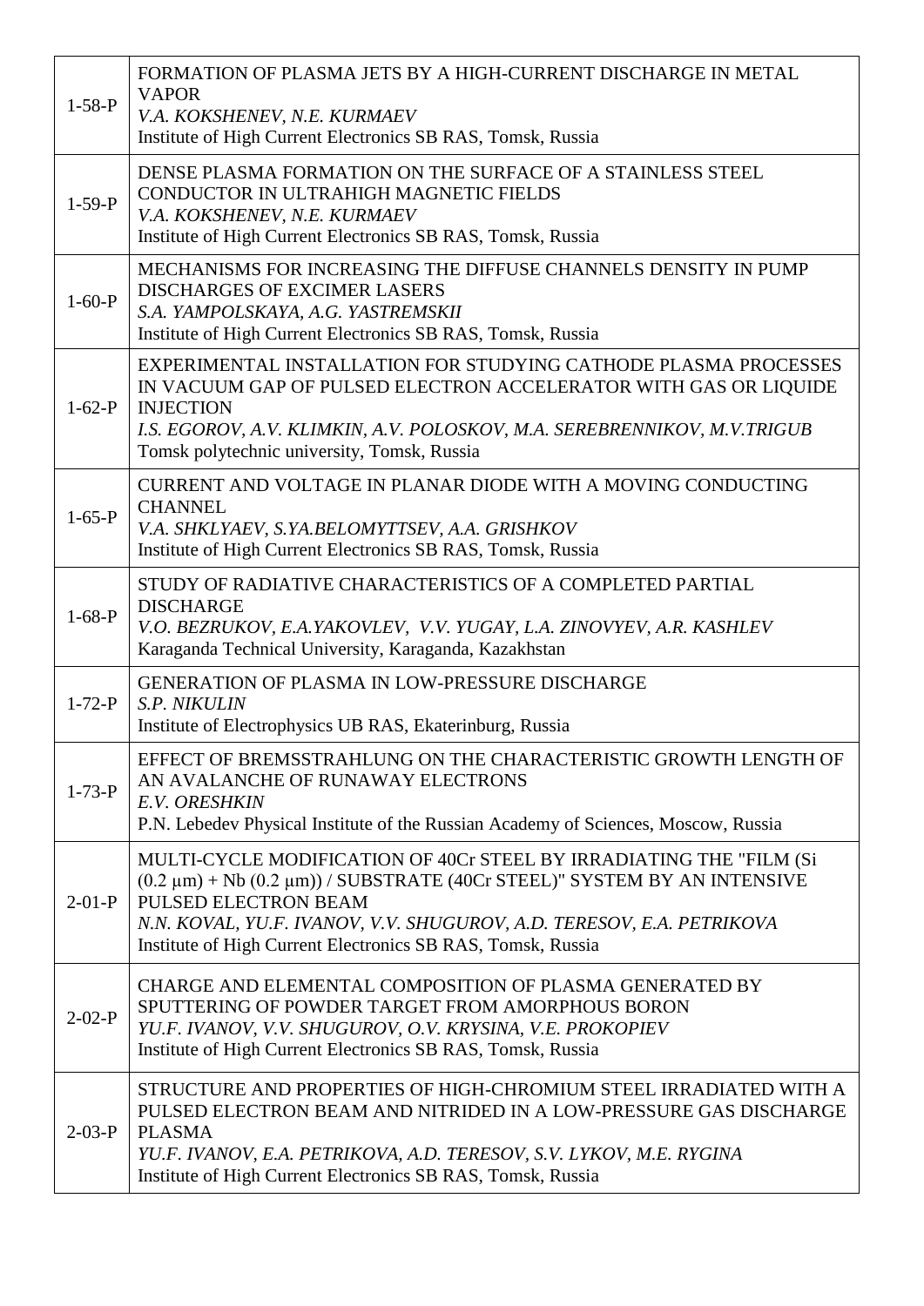| | |
|---|---|
| 1-58-P | FORMATION OF PLASMA JETS BY A HIGH-CURRENT DISCHARGE IN METAL VAPOR<br>*V.A. KOKSHENEV, N.E. KURMAEV*<br>Institute of High Current Electronics SB RAS, Tomsk, Russia |
| 1-59-P | DENSE PLASMA FORMATION ON THE SURFACE OF A STAINLESS STEEL CONDUCTOR IN ULTRAHIGH MAGNETIC FIELDS<br>*V.A. KOKSHENEV, N.E. KURMAEV*<br>Institute of High Current Electronics SB RAS, Tomsk, Russia |
| 1-60-P | MECHANISMS FOR INCREASING THE DIFFUSE CHANNELS DENSITY IN PUMP DISCHARGES OF EXCIMER LASERS<br>*S.A. YAMPOLSKAYA, A.G. YASTREMSKII*<br>Institute of High Current Electronics SB RAS, Tomsk, Russia |
| 1-62-P | EXPERIMENTAL INSTALLATION FOR STUDYING CATHODE PLASMA PROCESSES IN VACUUM GAP OF PULSED ELECTRON ACCELERATOR WITH GAS OR LIQUIDE INJECTION<br>*I.S. EGOROV, A.V. KLIMKIN, A.V. POLOSKOV, M.A. SEREBRENNIKOV, M.V.TRIGUB*<br>Tomsk polytechnic university, Tomsk, Russia |
| 1-65-P | CURRENT AND VOLTAGE IN PLANAR DIODE WITH A MOVING CONDUCTING CHANNEL<br>*V.A. SHKLYAEV, S.YA.BELOMYTTSEV, A.A. GRISHKOV*<br>Institute of High Current Electronics SB RAS, Tomsk, Russia |
| 1-68-P | STUDY OF RADIATIVE CHARACTERISTICS OF A COMPLETED PARTIAL DISCHARGE<br>*V.O. BEZRUKOV, E.A.YAKOVLEV, V.V. YUGAY, L.A. ZINOVYEV, A.R. KASHLEV*<br>Karaganda Technical University, Karaganda, Kazakhstan |
| 1-72-P | GENERATION OF PLASMA IN LOW-PRESSURE DISCHARGE<br>*S.P. NIKULIN*<br>Institute of Electrophysics UB RAS, Ekaterinburg, Russia |
| 1-73-P | EFFECT OF BREMSSTRAHLUNG ON THE CHARACTERISTIC GROWTH LENGTH OF AN AVALANCHE OF RUNAWAY ELECTRONS<br>*E.V. ORESHKIN*<br>P.N. Lebedev Physical Institute of the Russian Academy of Sciences, Moscow, Russia |
| 2-01-P | MULTI-CYCLE MODIFICATION OF 40Cr STEEL BY IRRADIATING THE "FILM (Si (0.2 μm) + Nb (0.2 μm)) / SUBSTRATE (40Cr STEEL)" SYSTEM BY AN INTENSIVE PULSED ELECTRON BEAM<br>*N.N. KOVAL, YU.F. IVANOV, V.V. SHUGUROV, A.D. TERESOV, E.A. PETRIKOVA*<br>Institute of High Current Electronics SB RAS, Tomsk, Russia |
| 2-02-P | CHARGE AND ELEMENTAL COMPOSITION OF PLASMA GENERATED BY SPUTTERING OF POWDER TARGET FROM AMORPHOUS BORON<br>*YU.F. IVANOV, V.V. SHUGUROV, O.V. KRYSINA, V.E. PROKOPIEV*<br>Institute of High Current Electronics SB RAS, Tomsk, Russia |
| 2-03-P | STRUCTURE AND PROPERTIES OF HIGH-CHROMIUM STEEL IRRADIATED WITH A PULSED ELECTRON BEAM AND NITRIDED IN A LOW-PRESSURE GAS DISCHARGE PLASMA<br>*YU.F. IVANOV, E.A. PETRIKOVA, A.D. TERESOV, S.V. LYKOV, M.E. RYGINA*<br>Institute of High Current Electronics SB RAS, Tomsk, Russia |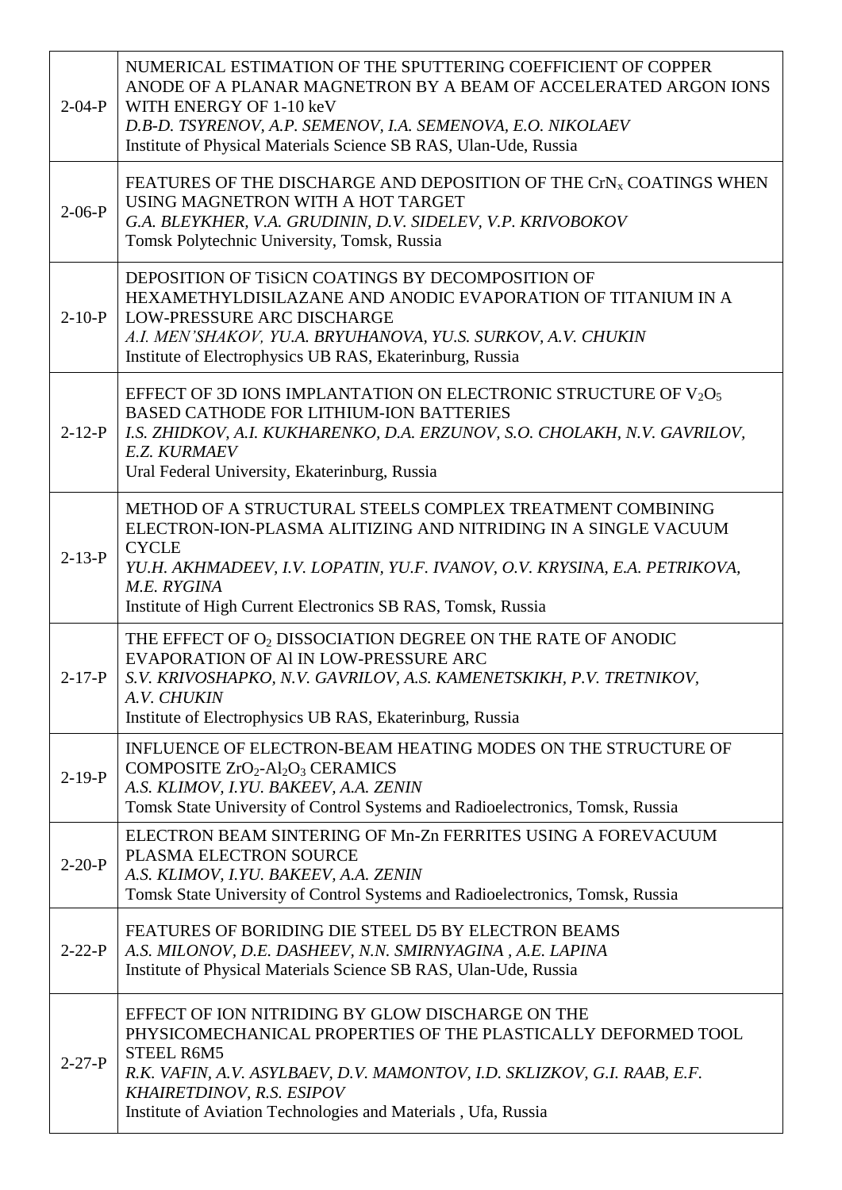| | |
|---|---|
| 2-04-P | NUMERICAL ESTIMATION OF THE SPUTTERING COEFFICIENT OF COPPER ANODE OF A PLANAR MAGNETRON BY A BEAM OF ACCELERATED ARGON IONS WITH ENERGY OF 1-10 keV<br>*D.B-D. TSYRENOV, A.P. SEMENOV, I.A. SEMENOVA, E.O. NIKOLAEV*<br>Institute of Physical Materials Science SB RAS, Ulan-Ude, Russia |
| 2-06-P | FEATURES OF THE DISCHARGE AND DEPOSITION OF THE $CrN_x$ COATINGS WHEN USING MAGNETRON WITH A HOT TARGET<br>*G.A. BLEYKHER, V.A. GRUDININ, D.V. SIDELEV, V.P. KRIVOBOKOV*<br>Tomsk Polytechnic University, Tomsk, Russia |
| 2-10-P | DEPOSITION OF TiSiCN COATINGS BY DECOMPOSITION OF HEXAMETHYLDISILAZANE AND ANODIC EVAPORATION OF TITANIUM IN A LOW-PRESSURE ARC DISCHARGE<br>*A.I. MEN'SHAKOV, YU.A. BRYUHANOVA, YU.S. SURKOV, A.V. CHUKIN*<br>Institute of Electrophysics UB RAS, Ekaterinburg, Russia |
| 2-12-P | EFFECT OF 3D IONS IMPLANTATION ON ELECTRONIC STRUCTURE OF $V_2O_5$ BASED CATHODE FOR LITHIUM-ION BATTERIES<br>*I.S. ZHIDKOV, A.I. KUKHARENKO, D.A. ERZUNOV, S.O. CHOLAKH, N.V. GAVRILOV, E.Z. KURMAEV*<br>Ural Federal University, Ekaterinburg, Russia |
| 2-13-P | METHOD OF A STRUCTURAL STEELS COMPLEX TREATMENT COMBINING ELECTRON-ION-PLASMA ALITIZING AND NITRIDING IN A SINGLE VACUUM CYCLE<br>*YU.H. AKHMADEEV, I.V. LOPATIN, YU.F. IVANOV, O.V. KRYSINA, E.A. PETRIKOVA, M.E. RYGINA*<br>Institute of High Current Electronics SB RAS, Tomsk, Russia |
| 2-17-P | THE EFFECT OF $O_2$ DISSOCIATION DEGREE ON THE RATE OF ANODIC EVAPORATION OF Al IN LOW-PRESSURE ARC<br>*S.V. KRIVOSHAPKO, N.V. GAVRILOV, A.S. KAMENETSKIKH, P.V. TRETNIKOV, A.V. CHUKIN*<br>Institute of Electrophysics UB RAS, Ekaterinburg, Russia |
| 2-19-P | INFLUENCE OF ELECTRON-BEAM HEATING MODES ON THE STRUCTURE OF COMPOSITE $ZrO_2$-$Al_2O_3$ CERAMICS<br>*A.S. KLIMOV, I.YU. BAKEEV, A.A. ZENIN*<br>Tomsk State University of Control Systems and Radioelectronics, Tomsk, Russia |
| 2-20-P | ELECTRON BEAM SINTERING OF Mn-Zn FERRITES USING A FOREVACUUM PLASMA ELECTRON SOURCE<br>*A.S. KLIMOV, I.YU. BAKEEV, A.A. ZENIN*<br>Tomsk State University of Control Systems and Radioelectronics, Tomsk, Russia |
| 2-22-P | FEATURES OF BORIDING DIE STEEL D5 BY ELECTRON BEAMS<br>*A.S. MILONOV, D.E. DASHEEV, N.N. SMIRNYAGINA , A.E. LAPINA*<br>Institute of Physical Materials Science SB RAS, Ulan-Ude, Russia |
| 2-27-P | EFFECT OF ION NITRIDING BY GLOW DISCHARGE ON THE PHYSICOMECHANICAL PROPERTIES OF THE PLASTICALLY DEFORMED TOOL STEEL R6M5<br>*R.K. VAFIN, A.V. ASYLBAEV, D.V. MAMONTOV, I.D. SKLIZKOV, G.I. RAAB, E.F. KHAIRETDINOV, R.S. ESIPOV*<br>Institute of Aviation Technologies and Materials , Ufa, Russia |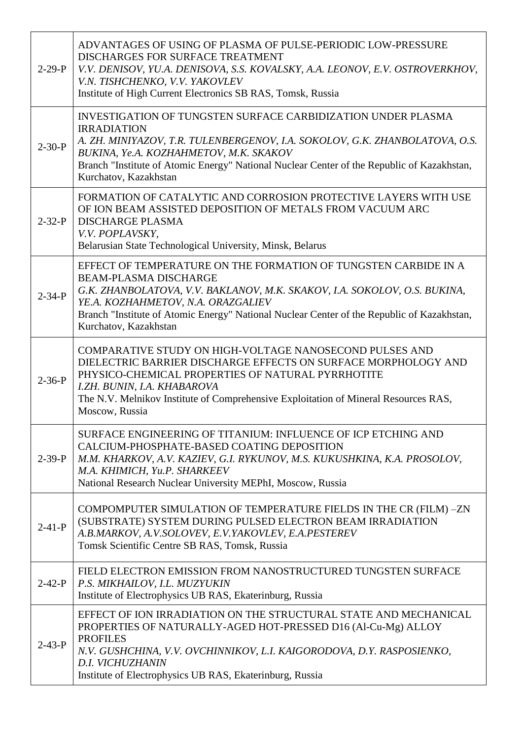| | |
|---|---|
| 2-29-P | ADVANTAGES OF USING OF PLASMA OF PULSE-PERIODIC LOW-PRESSURE DISCHARGES FOR SURFACE TREATMENT<br>*V.V. DENISOV, YU.A. DENISOVA, S.S. KOVALSKY, A.A. LEONOV, E.V. OSTROVERKHOV, V.N. TISHCHENKO, V.V. YAKOVLEV*<br>Institute of High Current Electronics SB RAS, Tomsk, Russia |
| 2-30-P | INVESTIGATION OF TUNGSTEN SURFACE CARBIDIZATION UNDER PLASMA IRRADIATION<br>*A. ZH. MINIYAZOV, T.R. TULENBERGENOV, I.A. SOKOLOV, G.K. ZHANBOLATOVA, O.S. BUKINA, Ye.A. KOZHAHMETOV, M.K. SKAKOV*<br>Branch "Institute of Atomic Energy" National Nuclear Center of the Republic of Kazakhstan, Kurchatov, Kazakhstan |
| 2-32-P | FORMATION OF CATALYTIC AND CORROSION PROTECTIVE LAYERS WITH USE OF ION BEAM ASSISTED DEPOSITION OF METALS FROM VACUUM ARC DISCHARGE PLASMA<br>*V.V. POPLAVSKY,*<br>Belarusian State Technological University, Minsk, Belarus |
| 2-34-P | EFFECT OF TEMPERATURE ON THE FORMATION OF TUNGSTEN CARBIDE IN A BEAM-PLASMA DISCHARGE<br>*G.K. ZHANBOLATOVA, V.V. BAKLANOV, M.K. SKAKOV, I.A. SOKOLOV, O.S. BUKINA, YE.A. KOZHAHMETOV, N.A. ORAZGALIEV*<br>Branch "Institute of Atomic Energy" National Nuclear Center of the Republic of Kazakhstan, Kurchatov, Kazakhstan |
| 2-36-P | COMPARATIVE STUDY ON HIGH-VOLTAGE NANOSECOND PULSES AND DIELECTRIC BARRIER DISCHARGE EFFECTS ON SURFACE MORPHOLOGY AND PHYSICO-CHEMICAL PROPERTIES OF NATURAL PYRRHOTITE<br>*I.ZH. BUNIN, I.A. KHABAROVA*<br>The N.V. Melnikov Institute of Comprehensive Exploitation of Mineral Resources RAS, Moscow, Russia |
| 2-39-P | SURFACE ENGINEERING OF TITANIUM: INFLUENCE OF ICP ETCHING AND CALCIUM-PHOSPHATE-BASED COATING DEPOSITION<br>*M.M. KHARKOV, A.V. KAZIEV, G.I. RYKUNOV, M.S. KUKUSHKINA, K.A. PROSOLOV, M.A. KHIMICH, Yu.P. SHARKEEV*<br>National Research Nuclear University MEPhI, Moscow, Russia |
| 2-41-P | COMPOMPUTER SIMULATION OF TEMPERATURE FIELDS IN THE CR (FILM) –ZN (SUBSTRATE) SYSTEM DURING PULSED ELECTRON BEAM IRRADIATION<br>*A.B.MARKOV, A.V.SOLOVEV, E.V.YAKOVLEV, E.A.PESTEREV*<br>Tomsk Scientific Centre SB RAS, Tomsk, Russia |
| 2-42-P | FIELD ELECTRON EMISSION FROM NANOSTRUCTURED TUNGSTEN SURFACE<br>*P.S. MIKHAILOV, I.L. MUZYUKIN*<br>Institute of Electrophysics UB RAS, Ekaterinburg, Russia |
| 2-43-P | EFFECT OF ION IRRADIATION ON THE STRUCTURAL STATE AND MECHANICAL PROPERTIES OF NATURALLY-AGED HOT-PRESSED D16 (Al-Cu-Mg) ALLOY PROFILES<br>*N.V. GUSHCHINA, V.V. OVCHINNIKOV, L.I. KAIGORODOVA, D.Y. RASPOSIENKO, D.I. VICHUZHANIN*<br>Institute of Electrophysics UB RAS, Ekaterinburg, Russia |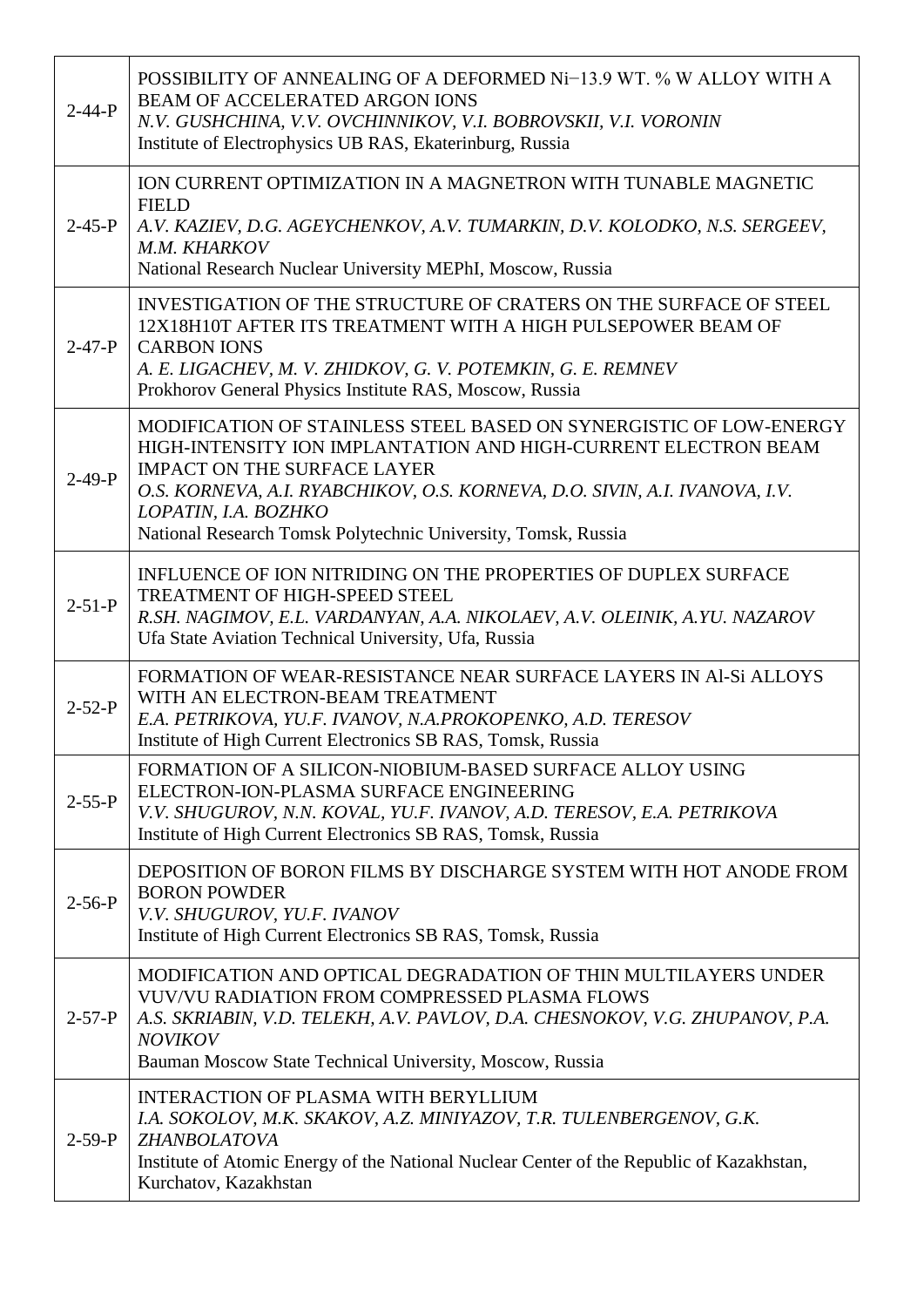| | |
|---|---|
| 2-44-P | POSSIBILITY OF ANNEALING OF A DEFORMED Ni−13.9 WT. % W ALLOY WITH A BEAM OF ACCELERATED ARGON IONS<br>*N.V. GUSHCHINA, V.V. OVCHINNIKOV, V.I. BOBROVSKII, V.I. VORONIN*<br>Institute of Electrophysics UB RAS, Ekaterinburg, Russia |
| 2-45-P | ION CURRENT OPTIMIZATION IN A MAGNETRON WITH TUNABLE MAGNETIC FIELD<br>*A.V. KAZIEV, D.G. AGEYCHENKOV, A.V. TUMARKIN, D.V. KOLODKO, N.S. SERGEEV, M.M. KHARKOV*<br>National Research Nuclear University MEPhI, Moscow, Russia |
| 2-47-P | INVESTIGATION OF THE STRUCTURE OF CRATERS ON THE SURFACE OF STEEL 12X18H10T AFTER ITS TREATMENT WITH A HIGH PULSEPOWER BEAM OF CARBON IONS<br>*A. E. LIGACHEV, M. V. ZHIDKOV, G. V. POTEMKIN, G. E. REMNEV*<br>Prokhorov General Physics Institute RAS, Moscow, Russia |
| 2-49-P | MODIFICATION OF STAINLESS STEEL BASED ON SYNERGISTIC OF LOW-ENERGY HIGH-INTENSITY ION IMPLANTATION AND HIGH-CURRENT ELECTRON BEAM IMPACT ON THE SURFACE LAYER<br>*O.S. KORNEVA, A.I. RYABCHIKOV, O.S. KORNEVA, D.O. SIVIN, A.I. IVANOVA, I.V. LOPATIN, I.A. BOZHKO*<br>National Research Tomsk Polytechnic University, Tomsk, Russia |
| 2-51-P | INFLUENCE OF ION NITRIDING ON THE PROPERTIES OF DUPLEX SURFACE TREATMENT OF HIGH-SPEED STEEL<br>*R.SH. NAGIMOV, E.L. VARDANYAN, A.A. NIKOLAEV, A.V. OLEINIK, A.YU. NAZAROV*<br>Ufa State Aviation Technical University, Ufa, Russia |
| 2-52-P | FORMATION OF WEAR-RESISTANCE NEAR SURFACE LAYERS IN Al-Si ALLOYS WITH AN ELECTRON-BEAM TREATMENT<br>*E.A. PETRIKOVA, YU.F. IVANOV, N.A.PROKOPENKO, A.D. TERESOV*<br>Institute of High Current Electronics SB RAS, Tomsk, Russia |
| 2-55-P | FORMATION OF A SILICON-NIOBIUM-BASED SURFACE ALLOY USING ELECTRON-ION-PLASMA SURFACE ENGINEERING<br>*V.V. SHUGUROV, N.N. KOVAL, YU.F. IVANOV, A.D. TERESOV, E.A. PETRIKOVA*<br>Institute of High Current Electronics SB RAS, Tomsk, Russia |
| 2-56-P | DEPOSITION OF BORON FILMS BY DISCHARGE SYSTEM WITH HOT ANODE FROM BORON POWDER<br>*V.V. SHUGUROV, YU.F. IVANOV*<br>Institute of High Current Electronics SB RAS, Tomsk, Russia |
| 2-57-P | MODIFICATION AND OPTICAL DEGRADATION OF THIN MULTILAYERS UNDER VUV/VU RADIATION FROM COMPRESSED PLASMA FLOWS<br>*A.S. SKRIABIN, V.D. TELEKH, A.V. PAVLOV, D.A. CHESNOKOV, V.G. ZHUPANOV, P.A. NOVIKOV*<br>Bauman Moscow State Technical University, Moscow, Russia |
| 2-59-P | INTERACTION OF PLASMA WITH BERYLLIUM<br>*I.A. SOKOLOV, M.K. SKAKOV, A.Z. MINIYAZOV, T.R. TULENBERGENOV, G.K. ZHANBOLATOVA*<br>Institute of Atomic Energy of the National Nuclear Center of the Republic of Kazakhstan, Kurchatov, Kazakhstan |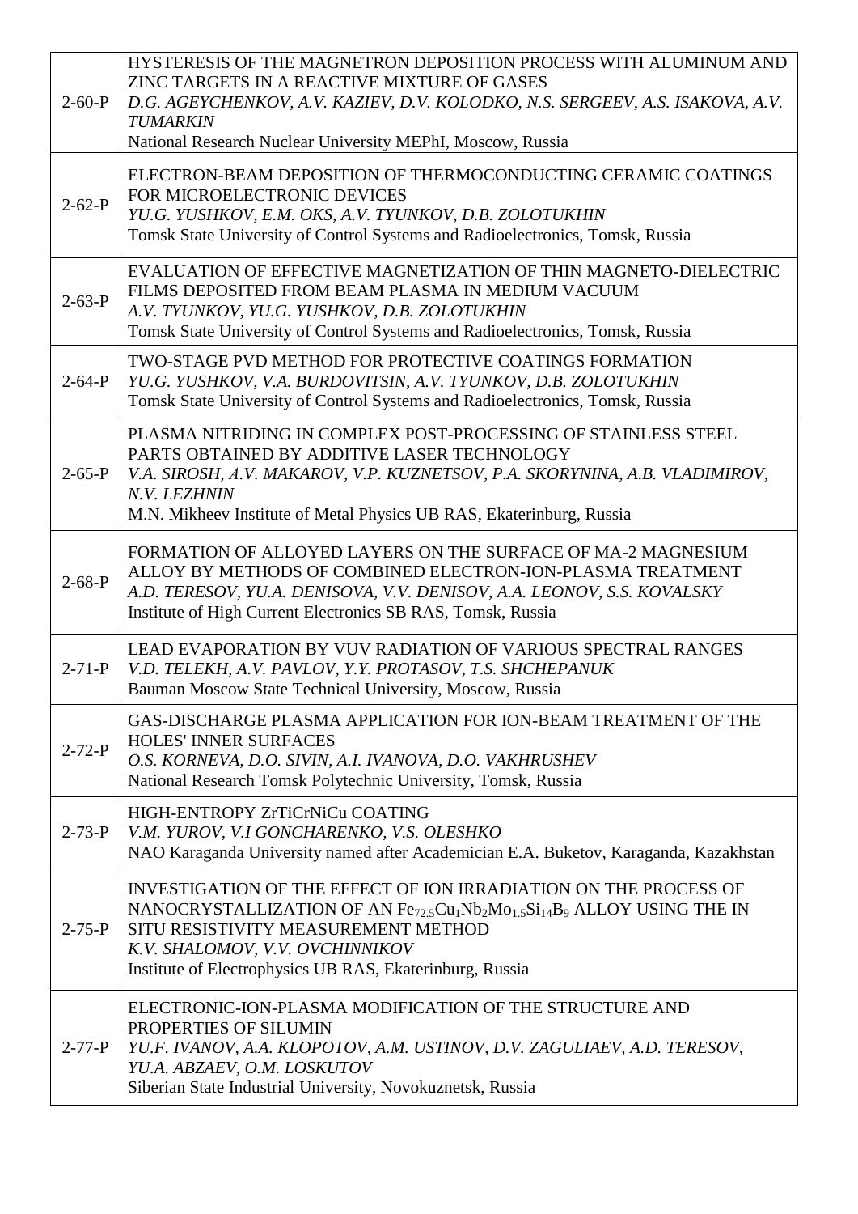| | |
|---|---|
| 2-60-P | HYSTERESIS OF THE MAGNETRON DEPOSITION PROCESS WITH ALUMINUM AND ZINC TARGETS IN A REACTIVE MIXTURE OF GASES<br>*D.G. AGEYCHENKOV, A.V. KAZIEV, D.V. KOLODKO, N.S. SERGEEV, A.S. ISAKOVA, A.V. TUMARKIN*<br>National Research Nuclear University MEPhI, Moscow, Russia |
| 2-62-P | ELECTRON-BEAM DEPOSITION OF THERMOCONDUCTING CERAMIC COATINGS FOR MICROELECTRONIC DEVICES<br>*YU.G. YUSHKOV, E.M. OKS, A.V. TYUNKOV, D.B. ZOLOTUKHIN*<br>Tomsk State University of Control Systems and Radioelectronics, Tomsk, Russia |
| 2-63-P | EVALUATION OF EFFECTIVE MAGNETIZATION OF THIN MAGNETO-DIELECTRIC FILMS DEPOSITED FROM BEAM PLASMA IN MEDIUM VACUUM<br>*A.V. TYUNKOV, YU.G. YUSHKOV, D.B. ZOLOTUKHIN*<br>Tomsk State University of Control Systems and Radioelectronics, Tomsk, Russia |
| 2-64-P | TWO-STAGE PVD METHOD FOR PROTECTIVE COATINGS FORMATION<br>*YU.G. YUSHKOV, V.A. BURDOVITSIN, A.V. TYUNKOV, D.B. ZOLOTUKHIN*<br>Tomsk State University of Control Systems and Radioelectronics, Tomsk, Russia |
| 2-65-P | PLASMA NITRIDING IN COMPLEX POST-PROCESSING OF STAINLESS STEEL PARTS OBTAINED BY ADDITIVE LASER TECHNOLOGY<br>*V.A. SIROSH, A.V. MAKAROV, V.P. KUZNETSOV, P.A. SKORYNINA, A.B. VLADIMIROV, N.V. LEZHNIN*<br>M.N. Mikheev Institute of Metal Physics UB RAS, Ekaterinburg, Russia |
| 2-68-P | FORMATION OF ALLOYED LAYERS ON THE SURFACE OF MA-2 MAGNESIUM ALLOY BY METHODS OF COMBINED ELECTRON-ION-PLASMA TREATMENT<br>*A.D. TERESOV, YU.A. DENISOVA, V.V. DENISOV, A.A. LEONOV, S.S. KOVALSKY*<br>Institute of High Current Electronics SB RAS, Tomsk, Russia |
| 2-71-P | LEAD EVAPORATION BY VUV RADIATION OF VARIOUS SPECTRAL RANGES<br>*V.D. TELEKH, A.V. PAVLOV, Y.Y. PROTASOV, T.S. SHCHEPANUK*<br>Bauman Moscow State Technical University, Moscow, Russia |
| 2-72-P | GAS-DISCHARGE PLASMA APPLICATION FOR ION-BEAM TREATMENT OF THE HOLES' INNER SURFACES<br>*O.S. KORNEVA, D.O. SIVIN, A.I. IVANOVA, D.O. VAKHRUSHEV*<br>National Research Tomsk Polytechnic University, Tomsk, Russia |
| 2-73-P | HIGH-ENTROPY ZrTiCrNiCu COATING<br>*V.M. YUROV, V.I GONCHARENKO, V.S. OLESHKO*<br>NAO Karaganda University named after Academician E.A. Buketov, Karaganda, Kazakhstan |
| 2-75-P | INVESTIGATION OF THE EFFECT OF ION IRRADIATION ON THE PROCESS OF NANOCRYSTALLIZATION OF AN $Fe_{72.5}Cu_1Nb_2Mo_{1.5}Si_{14}B_9$ ALLOY USING THE IN SITU RESISTIVITY MEASUREMENT METHOD<br>*K.V. SHALOMOV, V.V. OVCHINNIKOV*<br>Institute of Electrophysics UB RAS, Ekaterinburg, Russia |
| 2-77-P | ELECTRONIC-ION-PLASMA MODIFICATION OF THE STRUCTURE AND PROPERTIES OF SILUMIN<br>*YU.F. IVANOV, A.A. KLOPOTOV, A.M. USTINOV, D.V. ZAGULIAEV, A.D. TERESOV, YU.A. ABZAEV, O.M. LOSKUTOV*<br>Siberian State Industrial University, Novokuznetsk, Russia |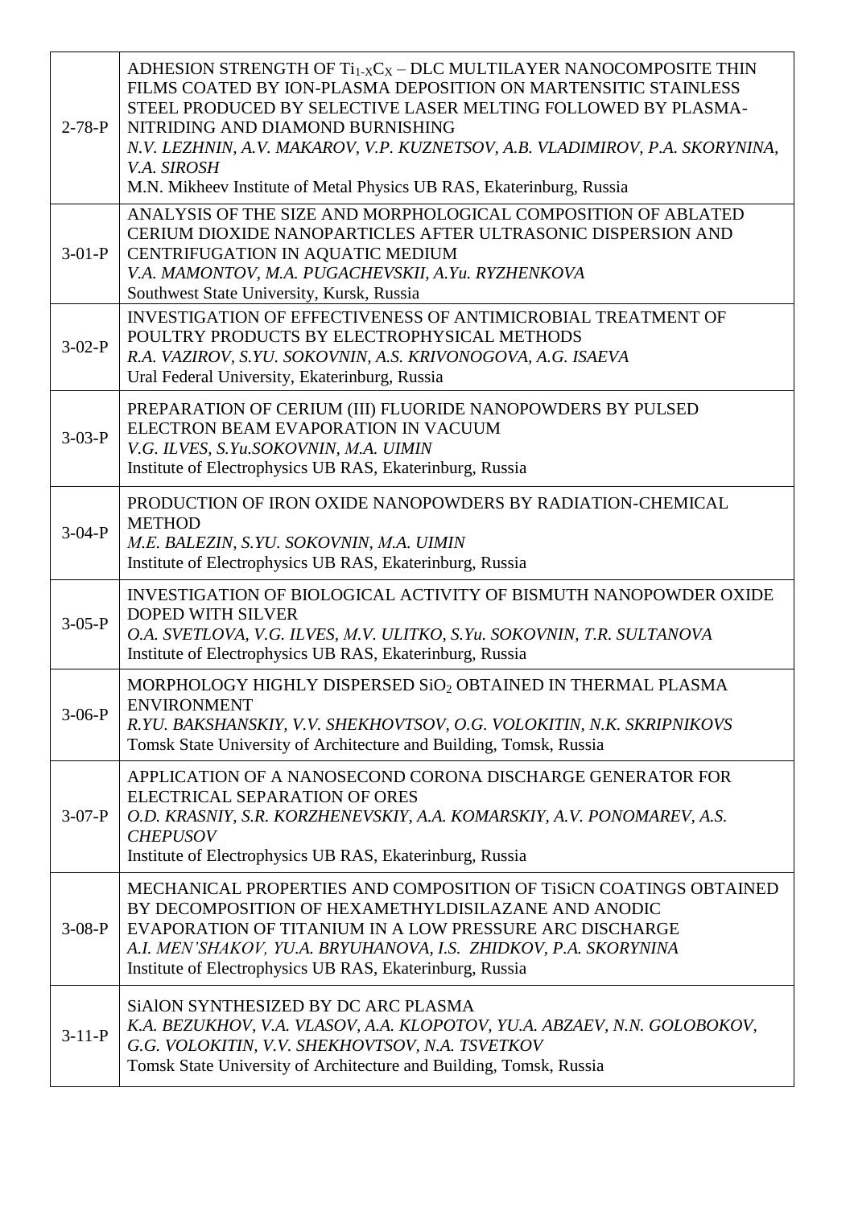| | |
|---|---|
| 2-78-P | ADHESION STRENGTH OF $Ti_{1-X}C_X$ – DLC MULTILAYER NANOCOMPOSITE THIN FILMS COATED BY ION-PLASMA DEPOSITION ON MARTENSITIC STAINLESS STEEL PRODUCED BY SELECTIVE LASER MELTING FOLLOWED BY PLASMA-NITRIDING AND DIAMOND BURNISHING<br>*N.V. LEZHNIN, A.V. MAKAROV, V.P. KUZNETSOV, A.B. VLADIMIROV, P.A. SKORYNINA, V.A. SIROSH*<br>M.N. Mikheev Institute of Metal Physics UB RAS, Ekaterinburg, Russia |
| 3-01-P | ANALYSIS OF THE SIZE AND MORPHOLOGICAL COMPOSITION OF ABLATED CERIUM DIOXIDE NANOPARTICLES AFTER ULTRASONIC DISPERSION AND CENTRIFUGATION IN AQUATIC MEDIUM<br>*V.A. MAMONTOV, M.A. PUGACHEVSKII, A.Yu. RYZHENKOVA*<br>Southwest State University, Kursk, Russia |
| 3-02-P | INVESTIGATION OF EFFECTIVENESS OF ANTIMICROBIAL TREATMENT OF POULTRY PRODUCTS BY ELECTROPHYSICAL METHODS<br>*R.A. VAZIROV, S.YU. SOKOVNIN, A.S. KRIVONOGOVA, A.G. ISAEVA*<br>Ural Federal University, Ekaterinburg, Russia |
| 3-03-P | PREPARATION OF CERIUM (III) FLUORIDE NANOPOWDERS BY PULSED ELECTRON BEAM EVAPORATION IN VACUUM<br>*V.G. ILVES, S.Yu.SOKOVNIN, M.A. UIMIN*<br>Institute of Electrophysics UB RAS, Ekaterinburg, Russia |
| 3-04-P | PRODUCTION OF IRON OXIDE NANOPOWDERS BY RADIATION-CHEMICAL METHOD<br>*M.E. BALEZIN, S.YU. SOKOVNIN, M.A. UIMIN*<br>Institute of Electrophysics UB RAS, Ekaterinburg, Russia |
| 3-05-P | INVESTIGATION OF BIOLOGICAL ACTIVITY OF BISMUTH NANOPOWDER OXIDE DOPED WITH SILVER<br>*O.A. SVETLOVA, V.G. ILVES, M.V. ULITKO, S.Yu. SOKOVNIN, T.R. SULTANOVA*<br>Institute of Electrophysics UB RAS, Ekaterinburg, Russia |
| 3-06-P | MORPHOLOGY HIGHLY DISPERSED $SiO_2$ OBTAINED IN THERMAL PLASMA ENVIRONMENT<br>*R.YU. BAKSHANSKIY, V.V. SHEKHOVTSOV, O.G. VOLOKITIN, N.K. SKRIPNIKOVS*<br>Tomsk State University of Architecture and Building, Tomsk, Russia |
| 3-07-P | APPLICATION OF A NANOSECOND CORONA DISCHARGE GENERATOR FOR ELECTRICAL SEPARATION OF ORES<br>*O.D. KRASNIY, S.R. KORZHENEVSKIY, A.A. KOMARSKIY, A.V. PONOMAREV, A.S. CHEPUSOV*<br>Institute of Electrophysics UB RAS, Ekaterinburg, Russia |
| 3-08-P | MECHANICAL PROPERTIES AND COMPOSITION OF TiSiCN COATINGS OBTAINED BY DECOMPOSITION OF HEXAMETHYLDISILAZANE AND ANODIC EVAPORATION OF TITANIUM IN A LOW PRESSURE ARC DISCHARGE<br>*A.I. MEN'SHAKOV, YU.A. BRYUHANOVA, I.S. ZHIDKOV, P.A. SKORYNINA*<br>Institute of Electrophysics UB RAS, Ekaterinburg, Russia |
| 3-11-P | SiAlON SYNTHESIZED BY DC ARC PLASMA<br>*K.A. BEZUKHOV, V.A. VLASOV, A.A. KLOPOTOV, YU.A. ABZAEV, N.N. GOLOBOKOV, G.G. VOLOKITIN, V.V. SHEKHOVTSOV, N.A. TSVETKOV*<br>Tomsk State University of Architecture and Building, Tomsk, Russia |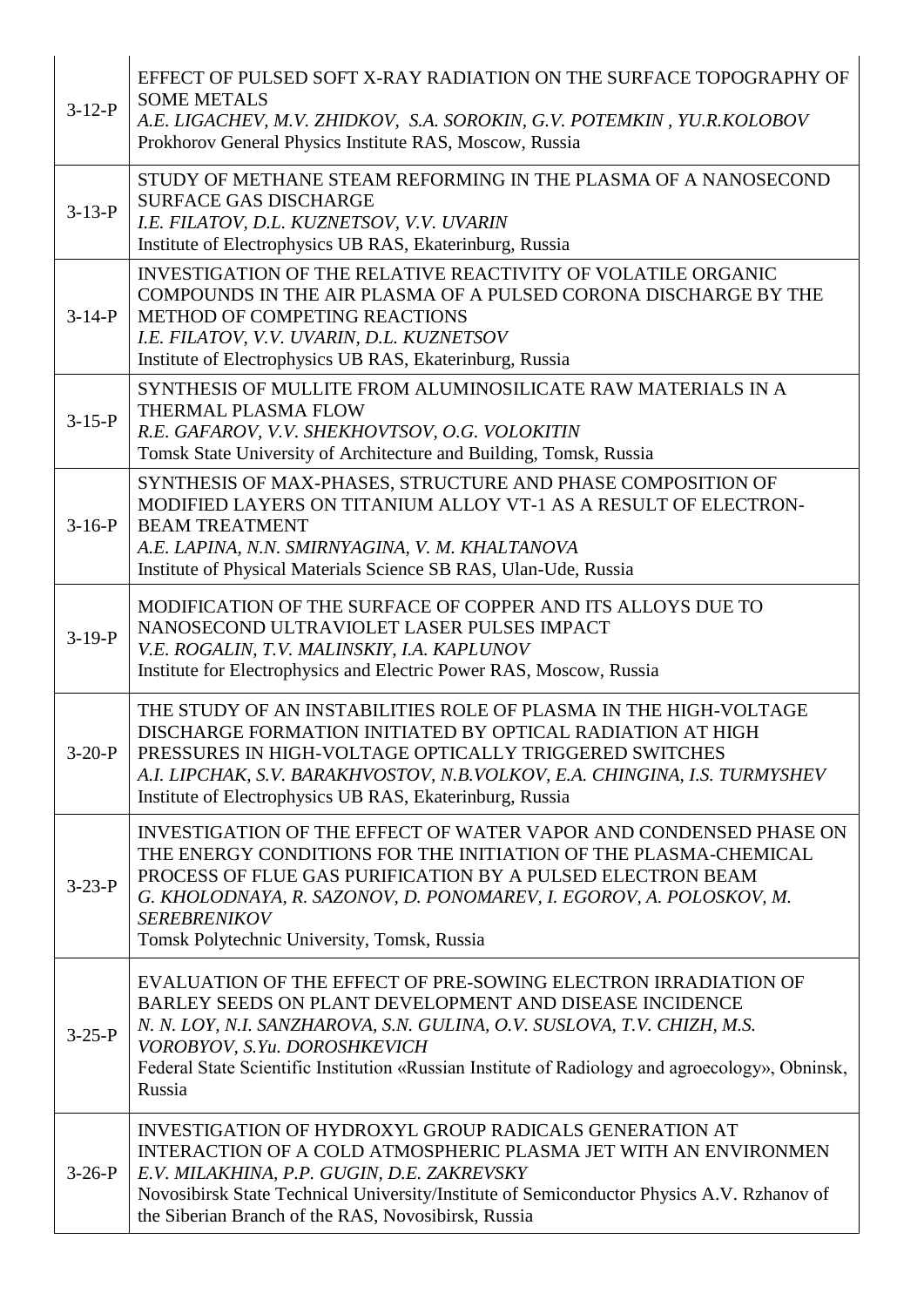| | |
|---|---|
| 3-12-P | EFFECT OF PULSED SOFT X-RAY RADIATION ON THE SURFACE TOPOGRAPHY OF SOME METALS<br>*A.E. LIGACHEV, M.V. ZHIDKOV, S.A. SOROKIN, G.V. POTEMKIN , YU.R.KOLOBOV*<br>Prokhorov General Physics Institute RAS, Moscow, Russia |
| 3-13-P | STUDY OF METHANE STEAM REFORMING IN THE PLASMA OF A NANOSECOND SURFACE GAS DISCHARGE<br>*I.E. FILATOV, D.L. KUZNETSOV, V.V. UVARIN*<br>Institute of Electrophysics UB RAS, Ekaterinburg, Russia |
| 3-14-P | INVESTIGATION OF THE RELATIVE REACTIVITY OF VOLATILE ORGANIC COMPOUNDS IN THE AIR PLASMA OF A PULSED CORONA DISCHARGE BY THE METHOD OF COMPETING REACTIONS<br>*I.E. FILATOV, V.V. UVARIN, D.L. KUZNETSOV*<br>Institute of Electrophysics UB RAS, Ekaterinburg, Russia |
| 3-15-P | SYNTHESIS OF MULLITE FROM ALUMINOSILICATE RAW MATERIALS IN A THERMAL PLASMA FLOW<br>*R.E. GAFAROV, V.V. SHEKHOVTSOV, O.G. VOLOKITIN*<br>Tomsk State University of Architecture and Building, Tomsk, Russia |
| 3-16-P | SYNTHESIS OF MAX-PHASES, STRUCTURE AND PHASE COMPOSITION OF MODIFIED LAYERS ON TITANIUM ALLOY VT-1 AS A RESULT OF ELECTRON-BEAM TREATMENT<br>*A.E. LAPINA, N.N. SMIRNYAGINA, V. M. KHALTANOVA*<br>Institute of Physical Materials Science SB RAS, Ulan-Ude, Russia |
| 3-19-P | MODIFICATION OF THE SURFACE OF COPPER AND ITS ALLOYS DUE TO NANOSECOND ULTRAVIOLET LASER PULSES IMPACT<br>*V.E. ROGALIN, T.V. MALINSKIY, I.A. KAPLUNOV*<br>Institute for Electrophysics and Electric Power RAS, Moscow, Russia |
| 3-20-P | THE STUDY OF AN INSTABILITIES ROLE OF PLASMA IN THE HIGH-VOLTAGE DISCHARGE FORMATION INITIATED BY OPTICAL RADIATION AT HIGH PRESSURES IN HIGH-VOLTAGE OPTICALLY TRIGGERED SWITCHES<br>*A.I. LIPCHAK, S.V. BARAKHVOSTOV, N.B.VOLKOV, E.A. CHINGINA, I.S. TURMYSHEV*<br>Institute of Electrophysics UB RAS, Ekaterinburg, Russia |
| 3-23-P | INVESTIGATION OF THE EFFECT OF WATER VAPOR AND CONDENSED PHASE ON THE ENERGY CONDITIONS FOR THE INITIATION OF THE PLASMA-CHEMICAL PROCESS OF FLUE GAS PURIFICATION BY A PULSED ELECTRON BEAM<br>*G. KHOLODNAYA, R. SAZONOV, D. PONOMAREV, I. EGOROV, A. POLOSKOV, M. SEREBRENIKOV*<br>Tomsk Polytechnic University, Tomsk, Russia |
| 3-25-P | EVALUATION OF THE EFFECT OF PRE-SOWING ELECTRON IRRADIATION OF BARLEY SEEDS ON PLANT DEVELOPMENT AND DISEASE INCIDENCE<br>*N. N. LOY, N.I. SANZHAROVA, S.N. GULINA, O.V. SUSLOVA, T.V. CHIZH, M.S. VOROBYOV, S.Yu. DOROSHKEVICH*<br>Federal State Scientific Institution «Russian Institute of Radiology and agroecology», Obninsk, Russia |
| 3-26-P | INVESTIGATION OF HYDROXYL GROUP RADICALS GENERATION AT INTERACTION OF A COLD ATMOSPHERIC PLASMA JET WITH AN ENVIRONMEN<br>*E.V. MILAKHINA, P.P. GUGIN, D.E. ZAKREVSKY*<br>Novosibirsk State Technical University/Institute of Semiconductor Physics A.V. Rzhanov of the Siberian Branch of the RAS, Novosibirsk, Russia |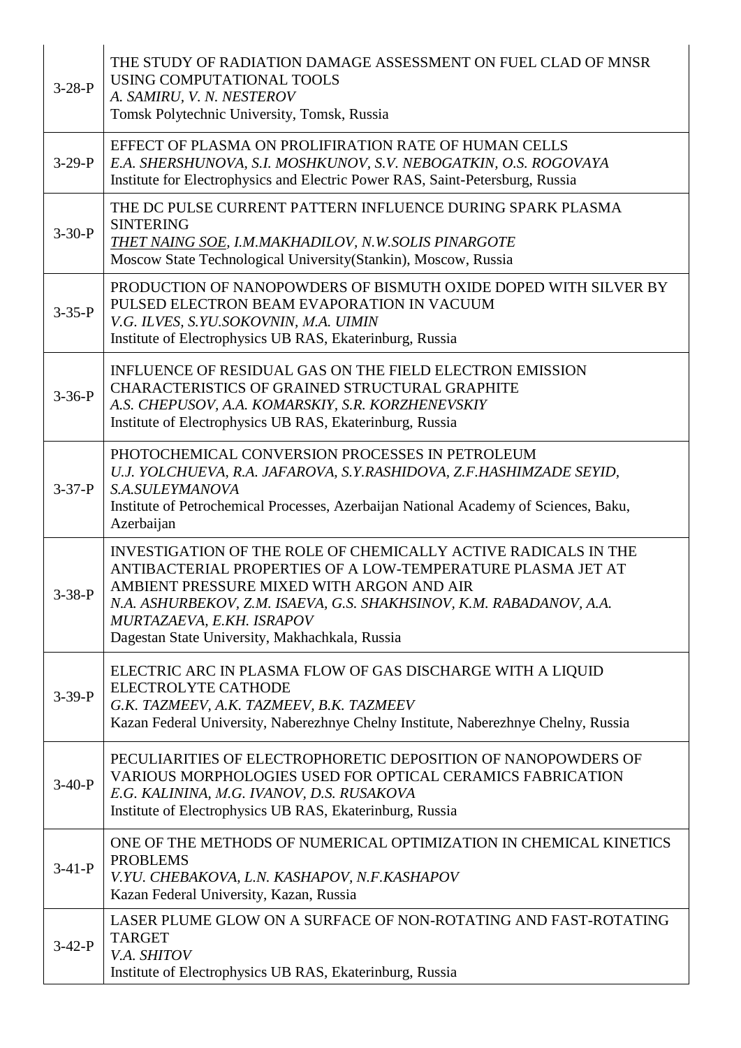| | |
|---|---|
| 3-28-P | THE STUDY OF RADIATION DAMAGE ASSESSMENT ON FUEL CLAD OF MNSR USING COMPUTATIONAL TOOLS<br>*A. SAMIRU, V. N. NESTEROV*<br>Tomsk Polytechnic University, Tomsk, Russia |
| 3-29-P | EFFECT OF PLASMA ON PROLIFIRATION RATE OF HUMAN CELLS<br>*E.A. SHERSHUNOVA, S.I. MOSHKUNOV, S.V. NEBOGATKIN, O.S. ROGOVAYA*<br>Institute for Electrophysics and Electric Power RAS, Saint-Petersburg, Russia |
| 3-30-P | THE DC PULSE CURRENT PATTERN INFLUENCE DURING SPARK PLASMA SINTERING<br>*<u>THET NAING SOE</u>, I.M.MAKHADILOV, N.W.SOLIS PINARGOTE*<br>Moscow State Technological University(Stankin), Moscow, Russia |
| 3-35-P | PRODUCTION OF NANOPOWDERS OF BISMUTH OXIDE DOPED WITH SILVER BY PULSED ELECTRON BEAM EVAPORATION IN VACUUM<br>*V.G. ILVES, S.YU.SOKOVNIN, M.A. UIMIN*<br>Institute of Electrophysics UB RAS, Ekaterinburg, Russia |
| 3-36-P | INFLUENCE OF RESIDUAL GAS ON THE FIELD ELECTRON EMISSION CHARACTERISTICS OF GRAINED STRUCTURAL GRAPHITE<br>*A.S. CHEPUSOV, A.A. KOMARSKIY, S.R. KORZHENEVSKIY*<br>Institute of Electrophysics UB RAS, Ekaterinburg, Russia |
| 3-37-P | PHOTOCHEMICAL CONVERSION PROCESSES IN PETROLEUM<br>*U.J. YOLCHUEVA, R.A. JAFAROVA, S.Y.RASHIDOVA, Z.F.HASHIMZADE SEYID, S.A.SULEYMANOVA*<br>Institute of Petrochemical Processes, Azerbaijan National Academy of Sciences, Baku, Azerbaijan |
| 3-38-P | INVESTIGATION OF THE ROLE OF CHEMICALLY ACTIVE RADICALS IN THE ANTIBACTERIAL PROPERTIES OF A LOW-TEMPERATURE PLASMA JET AT AMBIENT PRESSURE MIXED WITH ARGON AND AIR<br>*N.A. ASHURBEKOV, Z.M. ISAEVA, G.S. SHAKHSINOV, K.M. RABADANOV, A.A. MURTAZAEVA, E.KH. ISRAPOV*<br>Dagestan State University, Makhachkala, Russia |
| 3-39-P | ELECTRIC ARC IN PLASMA FLOW OF GAS DISCHARGE WITH A LIQUID ELECTROLYTE CATHODE<br>*G.K. TAZMEEV, A.K. TAZMEEV, B.K. TAZMEEV*<br>Kazan Federal University, Naberezhnye Chelny Institute, Naberezhnye Chelny, Russia |
| 3-40-P | PECULIARITIES OF ELECTROPHORETIC DEPOSITION OF NANOPOWDERS OF VARIOUS MORPHOLOGIES USED FOR OPTICAL CERAMICS FABRICATION<br>*E.G. KALININA, M.G. IVANOV, D.S. RUSAKOVA*<br>Institute of Electrophysics UB RAS, Ekaterinburg, Russia |
| 3-41-P | ONE OF THE METHODS OF NUMERICAL OPTIMIZATION IN CHEMICAL KINETICS PROBLEMS<br>*V.YU. CHEBAKOVA, L.N. KASHAPOV, N.F.KASHAPOV*<br>Kazan Federal University, Kazan, Russia |
| 3-42-P | LASER PLUME GLOW ON A SURFACE OF NON-ROTATING AND FAST-ROTATING TARGET<br>*V.A. SHITOV*<br>Institute of Electrophysics UB RAS, Ekaterinburg, Russia |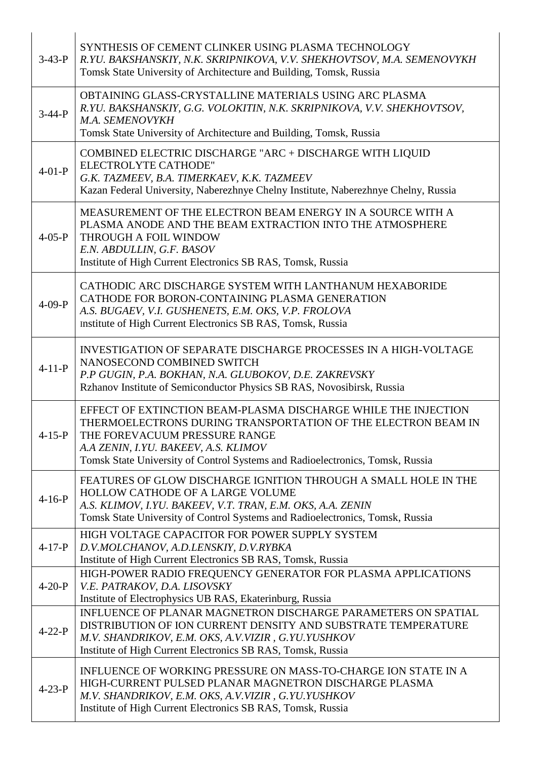| | |
|---|---|
| 3-43-P | SYNTHESIS OF CEMENT CLINKER USING PLASMA TECHNOLOGY<br>*R.YU. BAKSHANSKIY, N.K. SKRIPNIKOVA, V.V. SHEKHOVTSOV, M.A. SEMENOVYKH*<br>Tomsk State University of Architecture and Building, Tomsk, Russia |
| 3-44-P | OBTAINING GLASS-CRYSTALLINE MATERIALS USING ARC PLASMA<br>*R.YU. BAKSHANSKIY, G.G. VOLOKITIN, N.K. SKRIPNIKOVA, V.V. SHEKHOVTSOV, M.A. SEMENOVYKH*<br>Tomsk State University of Architecture and Building, Tomsk, Russia |
| 4-01-P | COMBINED ELECTRIC DISCHARGE "ARC + DISCHARGE WITH LIQUID ELECTROLYTE CATHODE"<br>*G.K. TAZMEEV, B.A. TIMERKAEV, K.K. TAZMEEV*<br>Kazan Federal University, Naberezhnye Chelny Institute, Naberezhnye Chelny, Russia |
| 4-05-P | MEASUREMENT OF THE ELECTRON BEAM ENERGY IN A SOURCE WITH A PLASMA ANODE AND THE BEAM EXTRACTION INTO THE ATMOSPHERE THROUGH A FOIL WINDOW<br>*E.N. ABDULLIN, G.F. BASOV*<br>Institute of High Current Electronics SB RAS, Tomsk, Russia |
| 4-09-P | CATHODIC ARC DISCHARGE SYSTEM WITH LANTHANUM HEXABORIDE CATHODE FOR BORON-CONTAINING PLASMA GENERATION<br>*A.S. BUGAEV, V.I. GUSHENETS, E.M. OKS, V.P. FROLOVA*<br>Institute of High Current Electronics SB RAS, Tomsk, Russia |
| 4-11-P | INVESTIGATION OF SEPARATE DISCHARGE PROCESSES IN A HIGH-VOLTAGE NANOSECOND COMBINED SWITCH<br>*P.P GUGIN, P.A. BOKHAN, N.A. GLUBOKOV, D.E. ZAKREVSKY*<br>Rzhanov Institute of Semiconductor Physics SB RAS, Novosibirsk, Russia |
| 4-15-P | EFFECT OF EXTINCTION BEAM-PLASMA DISCHARGE WHILE THE INJECTION THERMOELECTRONS DURING TRANSPORTATION OF THE ELECTRON BEAM IN THE FOREVACUUM PRESSURE RANGE<br>*A.A ZENIN, I.YU. BAKEEV, A.S. KLIMOV*<br>Tomsk State University of Control Systems and Radioelectronics, Tomsk, Russia |
| 4-16-P | FEATURES OF GLOW DISCHARGE IGNITION THROUGH A SMALL HOLE IN THE HOLLOW CATHODE OF A LARGE VOLUME<br>*A.S. KLIMOV, I.YU. BAKEEV, V.T. TRAN, E.M. OKS, A.A. ZENIN*<br>Tomsk State University of Control Systems and Radioelectronics, Tomsk, Russia |
| 4-17-P | HIGH VOLTAGE CAPACITOR FOR POWER SUPPLY SYSTEM<br>*D.V.MOLCHANOV, A.D.LENSKIY, D.V.RYBKA*<br>Institute of High Current Electronics SB RAS, Tomsk, Russia |
| 4-20-P | HIGH-POWER RADIO FREQUENCY GENERATOR FOR PLASMA APPLICATIONS<br>*V.E. PATRAKOV, D.A. LISOVSKY*<br>Institute of Electrophysics UB RAS, Ekaterinburg, Russia |
| 4-22-P | INFLUENCE OF PLANAR MAGNETRON DISCHARGE PARAMETERS ON SPATIAL DISTRIBUTION OF ION CURRENT DENSITY AND SUBSTRATE TEMPERATURE<br>*M.V. SHANDRIKOV, E.M. OKS, A.V.VIZIR , G.YU.YUSHKOV*<br>Institute of High Current Electronics SB RAS, Tomsk, Russia |
| 4-23-P | INFLUENCE OF WORKING PRESSURE ON MASS-TO-CHARGE ION STATE IN A HIGH-CURRENT PULSED PLANAR MAGNETRON DISCHARGE PLASMA<br>*M.V. SHANDRIKOV, E.M. OKS, A.V.VIZIR , G.YU.YUSHKOV*<br>Institute of High Current Electronics SB RAS, Tomsk, Russia |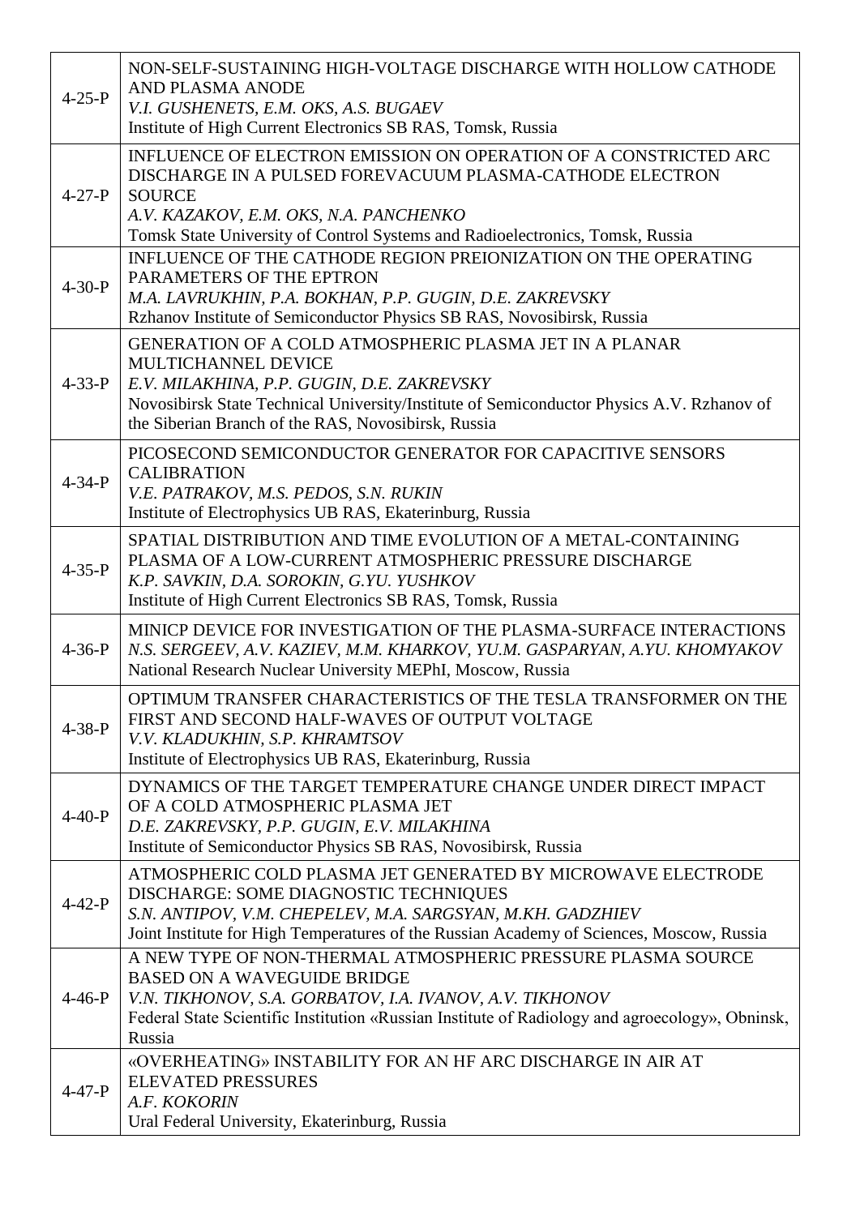| | |
|---|---|
| 4-25-P | NON-SELF-SUSTAINING HIGH-VOLTAGE DISCHARGE WITH HOLLOW CATHODE AND PLASMA ANODE<br>*V.I. GUSHENETS, E.M. OKS, A.S. BUGAEV*<br>Institute of High Current Electronics SB RAS, Tomsk, Russia |
| 4-27-P | INFLUENCE OF ELECTRON EMISSION ON OPERATION OF A CONSTRICTED ARC DISCHARGE IN A PULSED FOREVACUUM PLASMA-CATHODE ELECTRON SOURCE<br>*A.V. KAZAKOV, E.M. OKS, N.A. PANCHENKO*<br>Tomsk State University of Control Systems and Radioelectronics, Tomsk, Russia |
| 4-30-P | INFLUENCE OF THE CATHODE REGION PREIONIZATION ON THE OPERATING PARAMETERS OF THE EPTRON<br>*M.A. LAVRUKHIN, P.A. BOKHAN, P.P. GUGIN, D.E. ZAKREVSKY*<br>Rzhanov Institute of Semiconductor Physics SB RAS, Novosibirsk, Russia |
| 4-33-P | GENERATION OF A COLD ATMOSPHERIC PLASMA JET IN A PLANAR MULTICHANNEL DEVICE<br>*E.V. MILAKHINA, P.P. GUGIN, D.E. ZAKREVSKY*<br>Novosibirsk State Technical University/Institute of Semiconductor Physics A.V. Rzhanov of the Siberian Branch of the RAS, Novosibirsk, Russia |
| 4-34-P | PICOSECOND SEMICONDUCTOR GENERATOR FOR CAPACITIVE SENSORS CALIBRATION<br>*V.E. PATRAKOV, M.S. PEDOS, S.N. RUKIN*<br>Institute of Electrophysics UB RAS, Ekaterinburg, Russia |
| 4-35-P | SPATIAL DISTRIBUTION AND TIME EVOLUTION OF A METAL-CONTAINING PLASMA OF A LOW-CURRENT ATMOSPHERIC PRESSURE DISCHARGE<br>*K.P. SAVKIN, D.A. SOROKIN, G.YU. YUSHKOV*<br>Institute of High Current Electronics SB RAS, Tomsk, Russia |
| 4-36-P | MINICP DEVICE FOR INVESTIGATION OF THE PLASMA-SURFACE INTERACTIONS<br>*N.S. SERGEEV, A.V. KAZIEV, M.M. KHARKOV, YU.M. GASPARYAN, A.YU. KHOMYAKOV*<br>National Research Nuclear University MEPhI, Moscow, Russia |
| 4-38-P | OPTIMUM TRANSFER CHARACTERISTICS OF THE TESLA TRANSFORMER ON THE FIRST AND SECOND HALF-WAVES OF OUTPUT VOLTAGE<br>*V.V. KLADUKHIN, S.P. KHRAMTSOV*<br>Institute of Electrophysics UB RAS, Ekaterinburg, Russia |
| 4-40-P | DYNAMICS OF THE TARGET TEMPERATURE CHANGE UNDER DIRECT IMPACT OF A COLD ATMOSPHERIC PLASMA JET<br>*D.E. ZAKREVSKY, P.P. GUGIN, E.V. MILAKHINA*<br>Institute of Semiconductor Physics SB RAS, Novosibirsk, Russia |
| 4-42-P | ATMOSPHERIC COLD PLASMA JET GENERATED BY MICROWAVE ELECTRODE DISCHARGE: SOME DIAGNOSTIC TECHNIQUES<br>*S.N. ANTIPOV, V.M. CHEPELEV, M.A. SARGSYAN, M.KH. GADZHIEV*<br>Joint Institute for High Temperatures of the Russian Academy of Sciences, Moscow, Russia |
| 4-46-P | A NEW TYPE OF NON-THERMAL ATMOSPHERIC PRESSURE PLASMA SOURCE BASED ON A WAVEGUIDE BRIDGE<br>*V.N. TIKHONOV, S.A. GORBATOV, I.A. IVANOV, A.V. TIKHONOV*<br>Federal State Scientific Institution «Russian Institute of Radiology and agroecology», Obninsk, Russia |
| 4-47-P | «OVERHEATING» INSTABILITY FOR AN HF ARC DISCHARGE IN AIR AT ELEVATED PRESSURES<br>*A.F. KOKORIN*<br>Ural Federal University, Ekaterinburg, Russia |